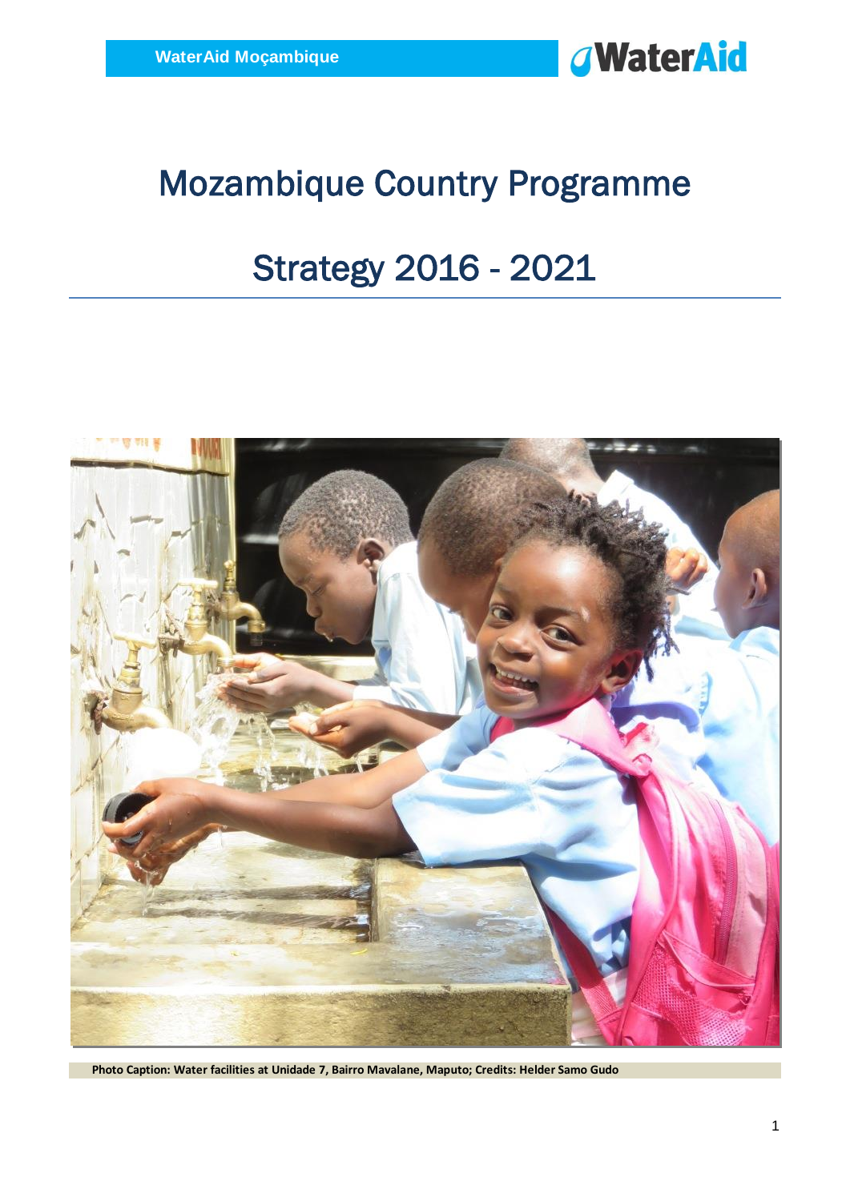WaterAid Moçambique

WaterAid

# Mozambique Country Programme

# Strategy 2016 - 2021

**Photo Caption: Water facilities at Unidade 7, Bairro Mavalane, Maputo; Credits: Helder Samo Gudo**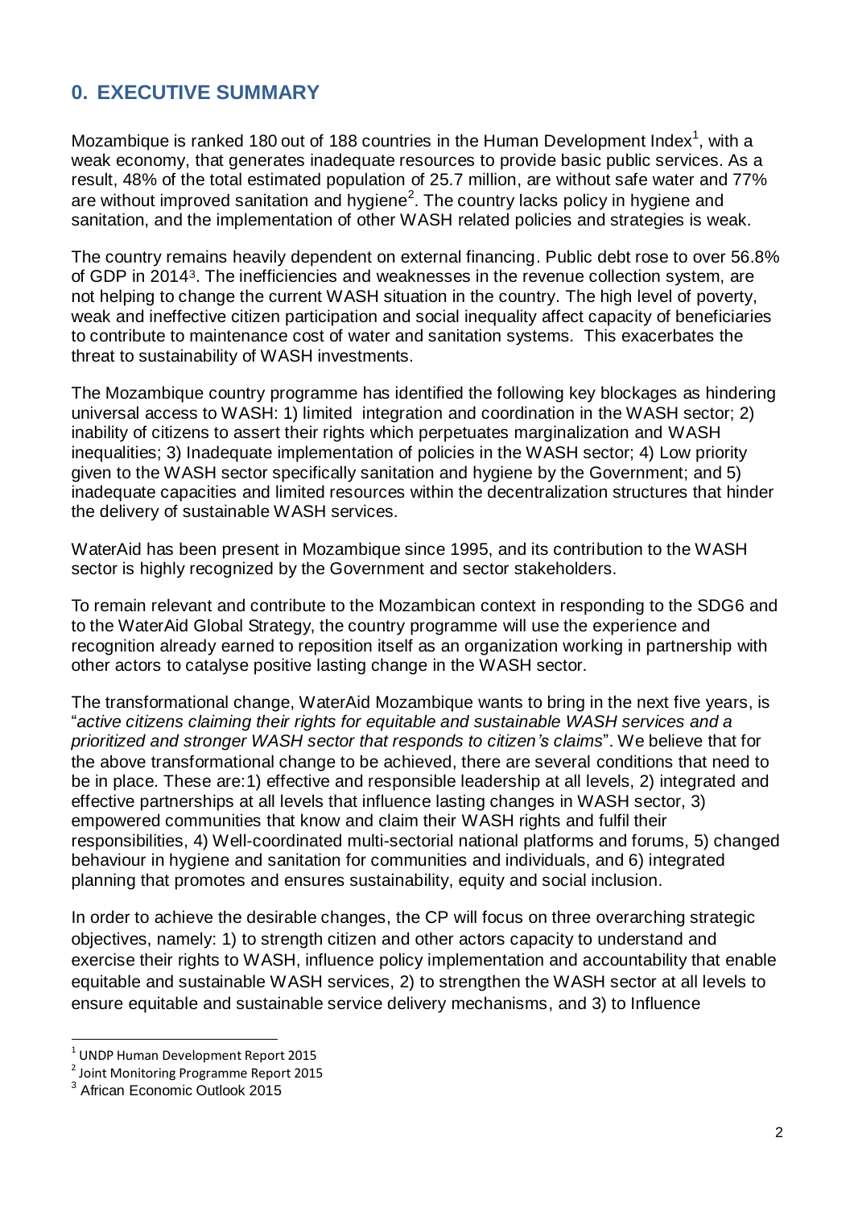## 0. EXECUTIVE SUMMARY

Mozambique is ranked 180 out of 188 countries in the Human Development Index[1], with a weak economy, that generates inadequate resources to provide basic public services. As a result, 48% of the total estimated population of 25.7 million, are without safe water and 77% are without improved sanitation and hygiene[2]. The country lacks policy in hygiene and sanitation, and the implementation of other WASH related policies and strategies is weak.

The country remains heavily dependent on external financing. Public debt rose to over 56.8% of GDP in 2014[3]. The inefficiencies and weaknesses in the revenue collection system, are not helping to change the current WASH situation in the country. The high level of poverty, weak and ineffective citizen participation and social inequality affect capacity of beneficiaries to contribute to maintenance cost of water and sanitation systems. This exacerbates the threat to sustainability of WASH investments.

The Mozambique country programme has identified the following key blockages as hindering universal access to WASH: 1) limited integration and coordination in the WASH sector; 2) inability of citizens to assert their rights which perpetuates marginalization and WASH inequalities; 3) Inadequate implementation of policies in the WASH sector; 4) Low priority given to the WASH sector specifically sanitation and hygiene by the Government; and 5) inadequate capacities and limited resources within the decentralization structures that hinder the delivery of sustainable WASH services.

WaterAid has been present in Mozambique since 1995, and its contribution to the WASH sector is highly recognized by the Government and sector stakeholders.

To remain relevant and contribute to the Mozambican context in responding to the SDG6 and to the WaterAid Global Strategy, the country programme will use the experience and recognition already earned to reposition itself as an organization working in partnership with other actors to catalyse positive lasting change in the WASH sector.

The transformational change, WaterAid Mozambique wants to bring in the next five years, is "*active citizens claiming their rights for equitable and sustainable WASH services and a prioritized and stronger WASH sector that responds to citizen's claims*". We believe that for the above transformational change to be achieved, there are several conditions that need to be in place. These are:1) effective and responsible leadership at all levels, 2) integrated and effective partnerships at all levels that influence lasting changes in WASH sector, 3) empowered communities that know and claim their WASH rights and fulfil their responsibilities, 4) Well-coordinated multi-sectorial national platforms and forums, 5) changed behaviour in hygiene and sanitation for communities and individuals, and 6) integrated planning that promotes and ensures sustainability, equity and social inclusion.

In order to achieve the desirable changes, the CP will focus on three overarching strategic objectives, namely: 1) to strength citizen and other actors capacity to understand and exercise their rights to WASH, influence policy implementation and accountability that enable equitable and sustainable WASH services, 2) to strengthen the WASH sector at all levels to ensure equitable and sustainable service delivery mechanisms, and 3) to Influence

[1] UNDP Human Development Report 2015

[2] Joint Monitoring Programme Report 2015

[3] African Economic Outlook 2015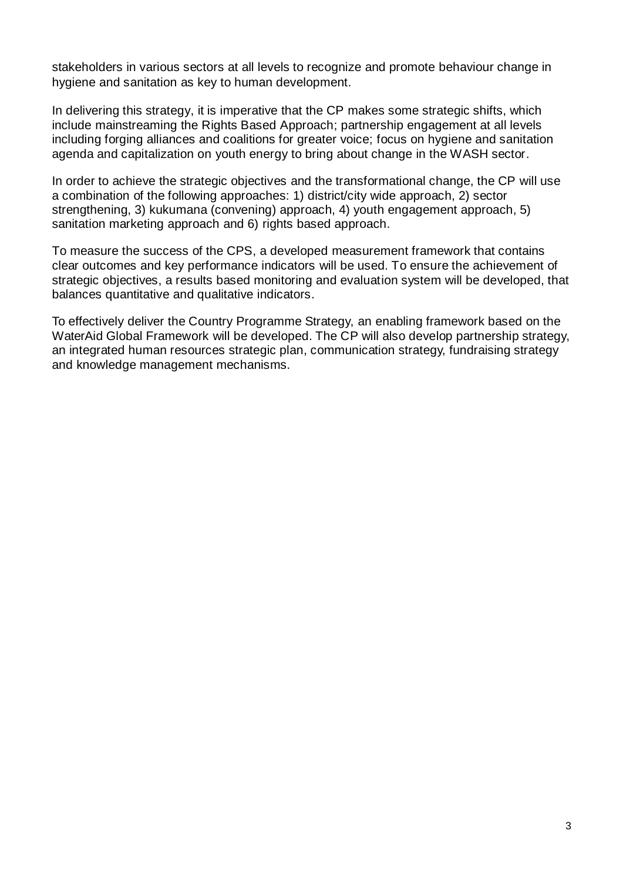stakeholders in various sectors at all levels to recognize and promote behaviour change in hygiene and sanitation as key to human development.

In delivering this strategy, it is imperative that the CP makes some strategic shifts, which include mainstreaming the Rights Based Approach; partnership engagement at all levels including forging alliances and coalitions for greater voice; focus on hygiene and sanitation agenda and capitalization on youth energy to bring about change in the WASH sector.

In order to achieve the strategic objectives and the transformational change, the CP will use a combination of the following approaches: 1) district/city wide approach, 2) sector strengthening, 3) kukumana (convening) approach, 4) youth engagement approach, 5) sanitation marketing approach and 6) rights based approach.

To measure the success of the CPS, a developed measurement framework that contains clear outcomes and key performance indicators will be used. To ensure the achievement of strategic objectives, a results based monitoring and evaluation system will be developed, that balances quantitative and qualitative indicators.

To effectively deliver the Country Programme Strategy, an enabling framework based on the WaterAid Global Framework will be developed. The CP will also develop partnership strategy, an integrated human resources strategic plan, communication strategy, fundraising strategy and knowledge management mechanisms.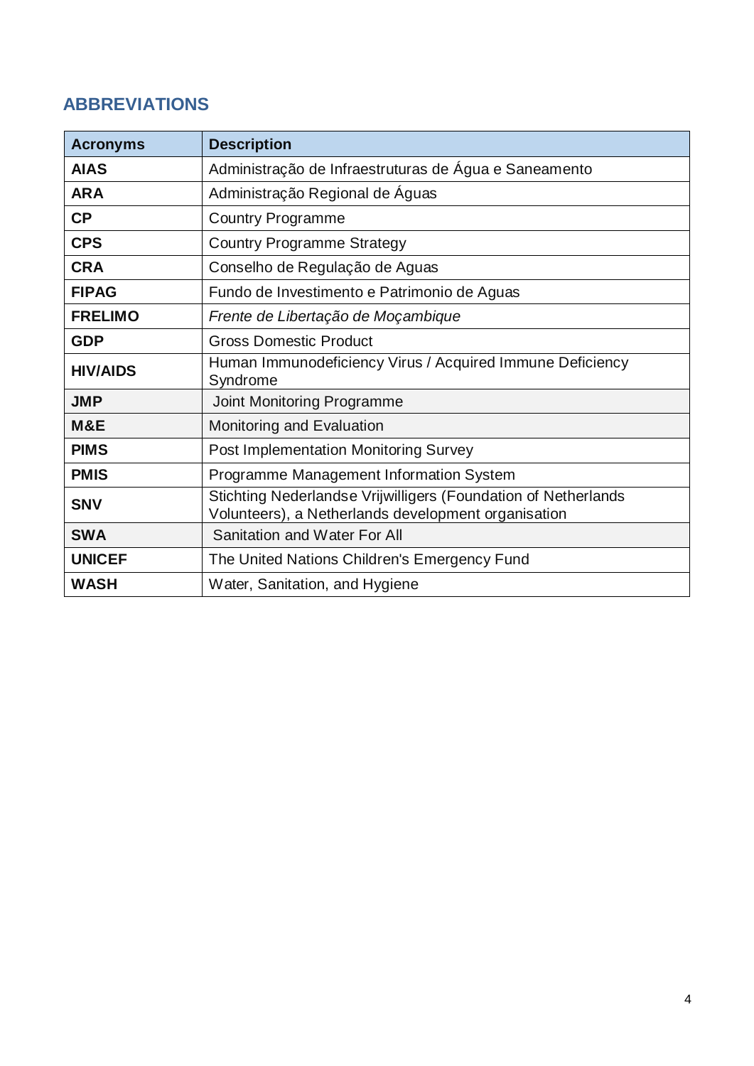## ABBREVIATIONS

| Acronyms | Description |
|---|---|
| **AIAS** | Administração de Infraestruturas de Água e Saneamento |
| **ARA** | Administração Regional de Águas |
| **CP** | Country Programme |
| **CPS** | Country Programme Strategy |
| **CRA** | Conselho de Regulação de Aguas |
| **FIPAG** | Fundo de Investimento e Patrimonio de Aguas |
| **FRELIMO** | *Frente de Libertação de Moçambique* |
| **GDP** | Gross Domestic Product |
| **HIV/AIDS** | Human Immunodeficiency Virus / Acquired Immune Deficiency Syndrome |
| **JMP** | Joint Monitoring Programme |
| **M&E** | Monitoring and Evaluation |
| **PIMS** | Post Implementation Monitoring Survey |
| **PMIS** | Programme Management Information System |
| **SNV** | Stichting Nederlandse Vrijwilligers (Foundation of Netherlands Volunteers), a Netherlands development organisation |
| **SWA** | Sanitation and Water For All |
| **UNICEF** | The United Nations Children's Emergency Fund |
| **WASH** | Water, Sanitation, and Hygiene |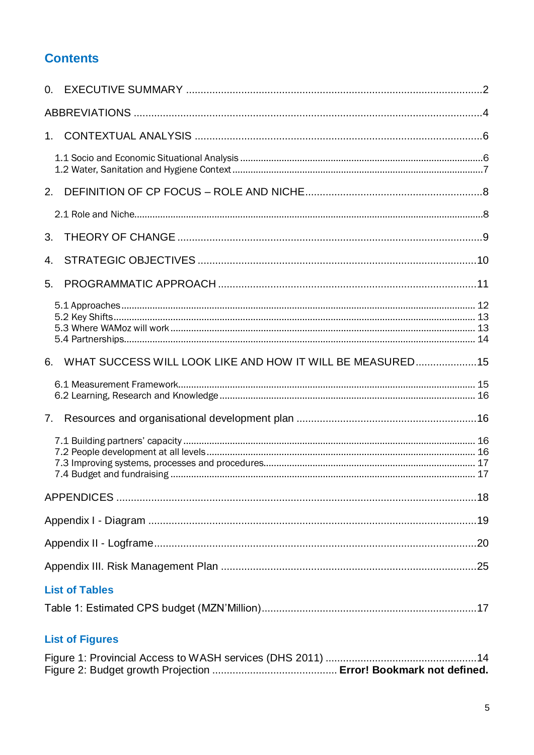## Contents

0. EXECUTIVE SUMMARY .....2

ABBREVIATIONS .....4

1. CONTEXTUAL ANALYSIS .....6
   - 1.1 Socio and Economic Situational Analysis .....6
   - 1.2 Water, Sanitation and Hygiene Context .....7
2. DEFINITION OF CP FOCUS – ROLE AND NICHE .....8
   - 2.1 Role and Niche .....8
3. THEORY OF CHANGE .....9
4. STRATEGIC OBJECTIVES .....10
5. PROGRAMMATIC APPROACH .....11
   - 5.1 Approaches .....12
   - 5.2 Key Shifts .....13
   - 5.3 Where WAMoz will work .....13
   - 5.4 Partnerships .....14
6. WHAT SUCCESS WILL LOOK LIKE AND HOW IT WILL BE MEASURED .....15
   - 6.1 Measurement Framework .....15
   - 6.2 Learning, Research and Knowledge .....16
7. Resources and organisational development plan .....16
   - 7.1 Building partners' capacity .....16
   - 7.2 People development at all levels .....16
   - 7.3 Improving systems, processes and procedures .....17
   - 7.4 Budget and fundraising .....17

APPENDICES .....18

Appendix I - Diagram .....19

Appendix II - Logframe .....20

Appendix III. Risk Management Plan .....25

## List of Tables

Table 1: Estimated CPS budget (MZN'Million) .....17

## List of Figures

Figure 1: Provincial Access to WASH services (DHS 2011) .....14

Figure 2: Budget growth Projection ..... **Error! Bookmark not defined.**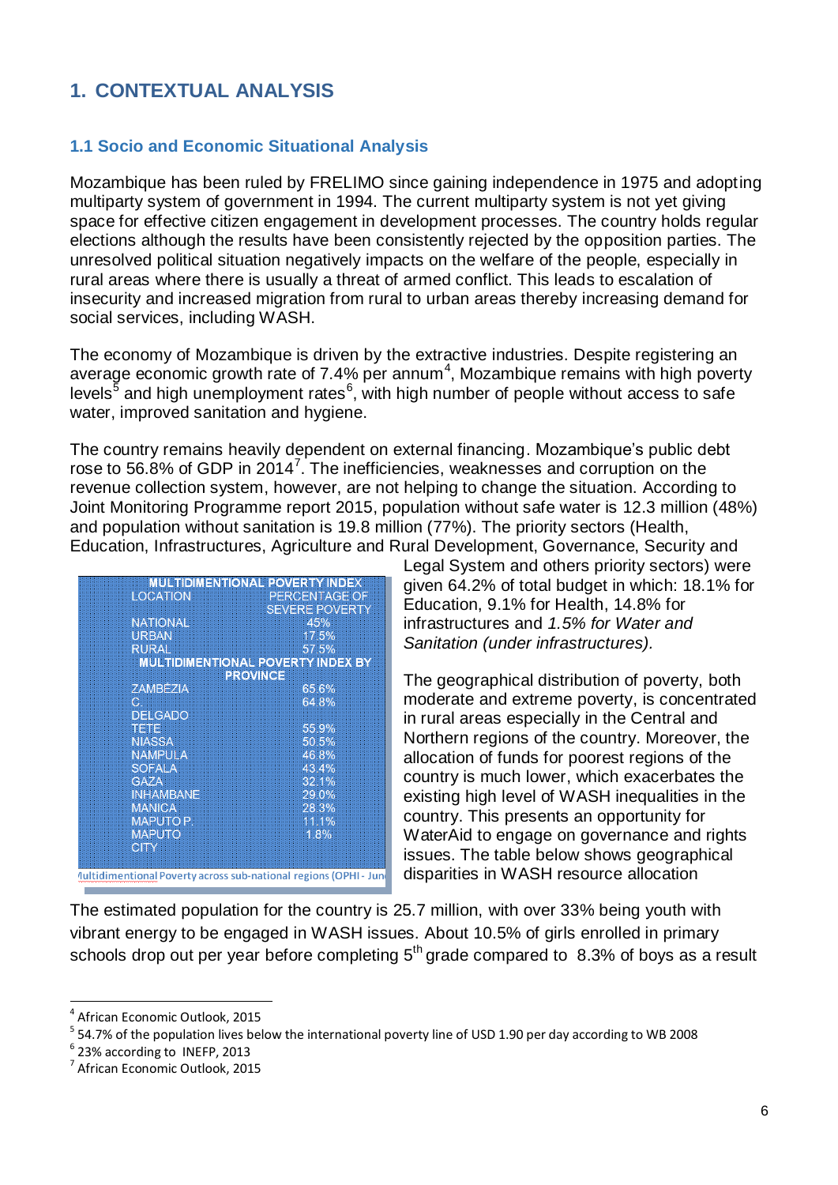# 1. CONTEXTUAL ANALYSIS

## 1.1 Socio and Economic Situational Analysis

Mozambique has been ruled by FRELIMO since gaining independence in 1975 and adopting multiparty system of government in 1994. The current multiparty system is not yet giving space for effective citizen engagement in development processes. The country holds regular elections although the results have been consistently rejected by the opposition parties. The unresolved political situation negatively impacts on the welfare of the people, especially in rural areas where there is usually a threat of armed conflict. This leads to escalation of insecurity and increased migration from rural to urban areas thereby increasing demand for social services, including WASH.

The economy of Mozambique is driven by the extractive industries. Despite registering an average economic growth rate of 7.4% per annum[4], Mozambique remains with high poverty levels[5] and high unemployment rates[6], with high number of people without access to safe water, improved sanitation and hygiene.

The country remains heavily dependent on external financing. Mozambique's public debt rose to 56.8% of GDP in 2014[7]. The inefficiencies, weaknesses and corruption on the revenue collection system, however, are not helping to change the situation. According to Joint Monitoring Programme report 2015, population without safe water is 12.3 million (48%) and population without sanitation is 19.8 million (77%). The priority sectors (Health, Education, Infrastructures, Agriculture and Rural Development, Governance, Security and Legal System and others priority sectors) were given 64.2% of total budget in which: 18.1% for Education, 9.1% for Health, 14.8% for infrastructures and *1.5% for Water and Sanitation (under infrastructures).*

| MULTIDIMENTIONAL POVERTY INDEX | |
|---|---|
| LOCATION | PERCENTAGE OF SEVERE POVERTY |
| NATIONAL | 45% |
| URBAN | 17.5% |
| RURAL | 57.5% |
| **MULTIDIMENTIONAL POVERTY INDEX BY PROVINCE** | |
| ZAMBÉZIA | 65.6% |
| C. DELGADO | 64.8% |
| TETE | 55.9% |
| NIASSA | 50.5% |
| NAMPULA | 46.8% |
| SOFALA | 43.4% |
| GAZA | 32.1% |
| INHAMBANE | 29.0% |
| MANICA | 28.3% |
| MAPUTO P. | 11.1% |
| MAPUTO CITY | 1.8% |

Multidimentional Poverty across sub-national regions (OPHI - Jun

The geographical distribution of poverty, both moderate and extreme poverty, is concentrated in rural areas especially in the Central and Northern regions of the country. Moreover, the allocation of funds for poorest regions of the country is much lower, which exacerbates the existing high level of WASH inequalities in the country. This presents an opportunity for WaterAid to engage on governance and rights issues. The table below shows geographical disparities in WASH resource allocation

The estimated population for the country is 25.7 million, with over 33% being youth with vibrant energy to be engaged in WASH issues. About 10.5% of girls enrolled in primary schools drop out per year before completing 5th grade compared to 8.3% of boys as a result

---

[4] African Economic Outlook, 2015

[5] 54.7% of the population lives below the international poverty line of USD 1.90 per day according to WB 2008

[6] 23% according to INEFP, 2013

[7] African Economic Outlook, 2015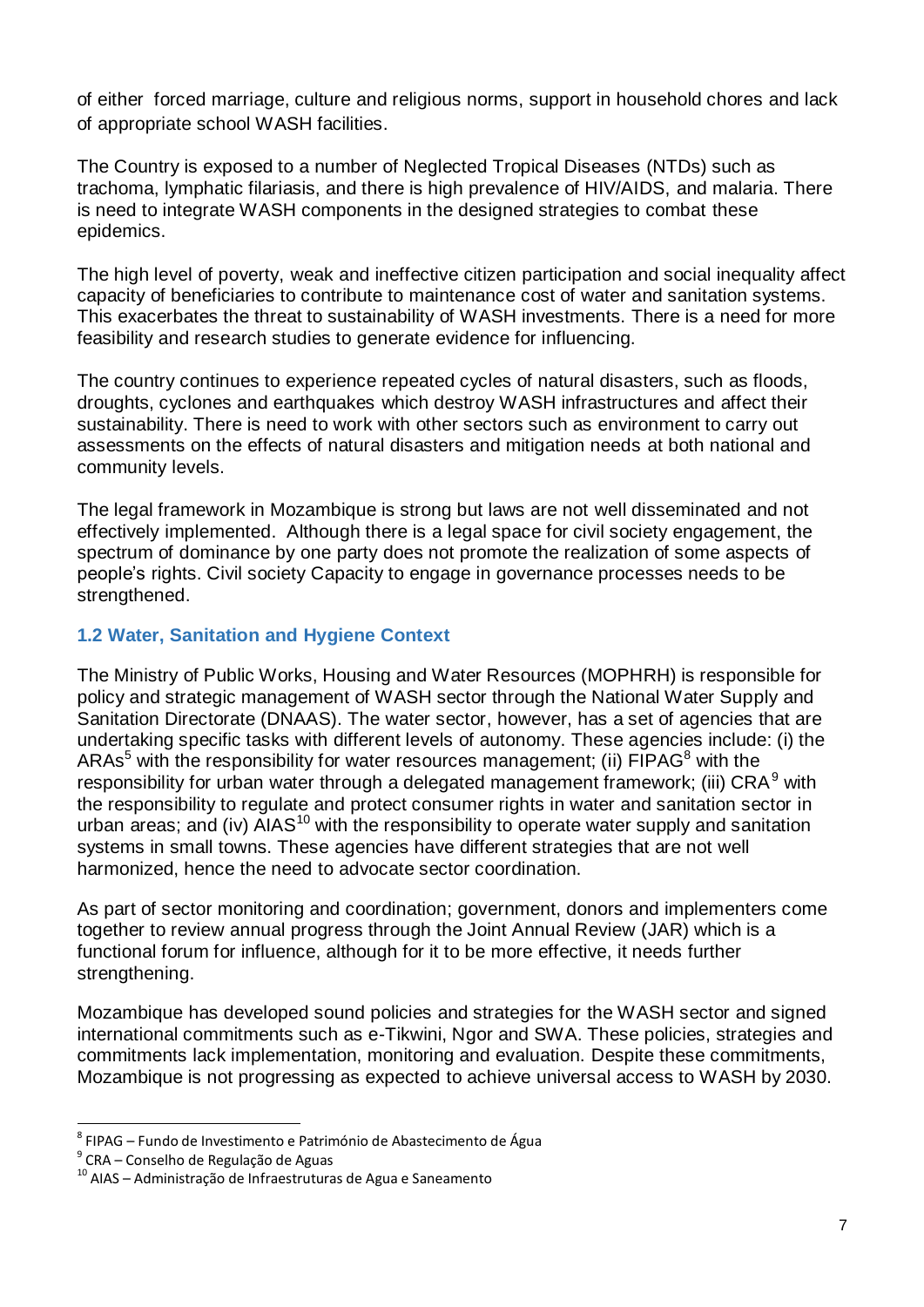of either forced marriage, culture and religious norms, support in household chores and lack of appropriate school WASH facilities.

The Country is exposed to a number of Neglected Tropical Diseases (NTDs) such as trachoma, lymphatic filariasis, and there is high prevalence of HIV/AIDS, and malaria. There is need to integrate WASH components in the designed strategies to combat these epidemics.

The high level of poverty, weak and ineffective citizen participation and social inequality affect capacity of beneficiaries to contribute to maintenance cost of water and sanitation systems. This exacerbates the threat to sustainability of WASH investments. There is a need for more feasibility and research studies to generate evidence for influencing.

The country continues to experience repeated cycles of natural disasters, such as floods, droughts, cyclones and earthquakes which destroy WASH infrastructures and affect their sustainability. There is need to work with other sectors such as environment to carry out assessments on the effects of natural disasters and mitigation needs at both national and community levels.

The legal framework in Mozambique is strong but laws are not well disseminated and not effectively implemented. Although there is a legal space for civil society engagement, the spectrum of dominance by one party does not promote the realization of some aspects of people's rights. Civil society Capacity to engage in governance processes needs to be strengthened.

### 1.2 Water, Sanitation and Hygiene Context

The Ministry of Public Works, Housing and Water Resources (MOPHRH) is responsible for policy and strategic management of WASH sector through the National Water Supply and Sanitation Directorate (DNAAS). The water sector, however, has a set of agencies that are undertaking specific tasks with different levels of autonomy. These agencies include: (i) the ARAs[5] with the responsibility for water resources management; (ii) FIPAG[8] with the responsibility for urban water through a delegated management framework; (iii) CRA[9] with the responsibility to regulate and protect consumer rights in water and sanitation sector in urban areas; and (iv) AIAS[10] with the responsibility to operate water supply and sanitation systems in small towns. These agencies have different strategies that are not well harmonized, hence the need to advocate sector coordination.

As part of sector monitoring and coordination; government, donors and implementers come together to review annual progress through the Joint Annual Review (JAR) which is a functional forum for influence, although for it to be more effective, it needs further strengthening.

Mozambique has developed sound policies and strategies for the WASH sector and signed international commitments such as e-Tikwini, Ngor and SWA. These policies, strategies and commitments lack implementation, monitoring and evaluation. Despite these commitments, Mozambique is not progressing as expected to achieve universal access to WASH by 2030.

[8] FIPAG – Fundo de Investimento e Património de Abastecimento de Água

[9] CRA – Conselho de Regulação de Aguas

[10] AIAS – Administração de Infraestruturas de Agua e Saneamento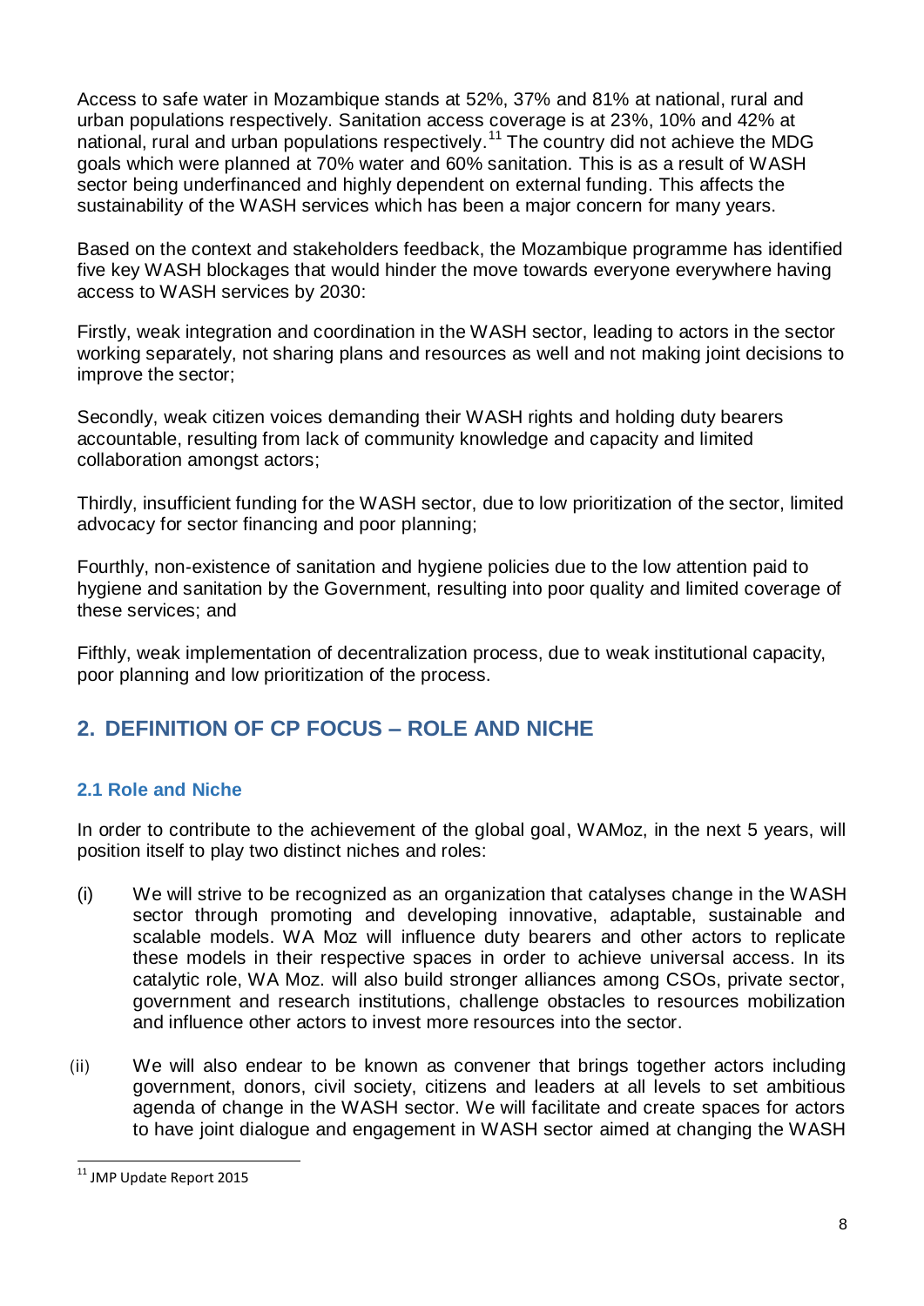Access to safe water in Mozambique stands at 52%, 37% and 81% at national, rural and urban populations respectively. Sanitation access coverage is at 23%, 10% and 42% at national, rural and urban populations respectively.[11] The country did not achieve the MDG goals which were planned at 70% water and 60% sanitation. This is as a result of WASH sector being underfinanced and highly dependent on external funding. This affects the sustainability of the WASH services which has been a major concern for many years.

Based on the context and stakeholders feedback, the Mozambique programme has identified five key WASH blockages that would hinder the move towards everyone everywhere having access to WASH services by 2030:

Firstly, weak integration and coordination in the WASH sector, leading to actors in the sector working separately, not sharing plans and resources as well and not making joint decisions to improve the sector;

Secondly, weak citizen voices demanding their WASH rights and holding duty bearers accountable, resulting from lack of community knowledge and capacity and limited collaboration amongst actors;

Thirdly, insufficient funding for the WASH sector, due to low prioritization of the sector, limited advocacy for sector financing and poor planning;

Fourthly, non-existence of sanitation and hygiene policies due to the low attention paid to hygiene and sanitation by the Government, resulting into poor quality and limited coverage of these services; and

Fifthly, weak implementation of decentralization process, due to weak institutional capacity, poor planning and low prioritization of the process.

## 2. DEFINITION OF CP FOCUS – ROLE AND NICHE

### 2.1 Role and Niche

In order to contribute to the achievement of the global goal, WAMoz, in the next 5 years, will position itself to play two distinct niches and roles:

(i) We will strive to be recognized as an organization that catalyses change in the WASH sector through promoting and developing innovative, adaptable, sustainable and scalable models. WA Moz will influence duty bearers and other actors to replicate these models in their respective spaces in order to achieve universal access. In its catalytic role, WA Moz. will also build stronger alliances among CSOs, private sector, government and research institutions, challenge obstacles to resources mobilization and influence other actors to invest more resources into the sector.

(ii) We will also endear to be known as convener that brings together actors including government, donors, civil society, citizens and leaders at all levels to set ambitious agenda of change in the WASH sector. We will facilitate and create spaces for actors to have joint dialogue and engagement in WASH sector aimed at changing the WASH

[11] JMP Update Report 2015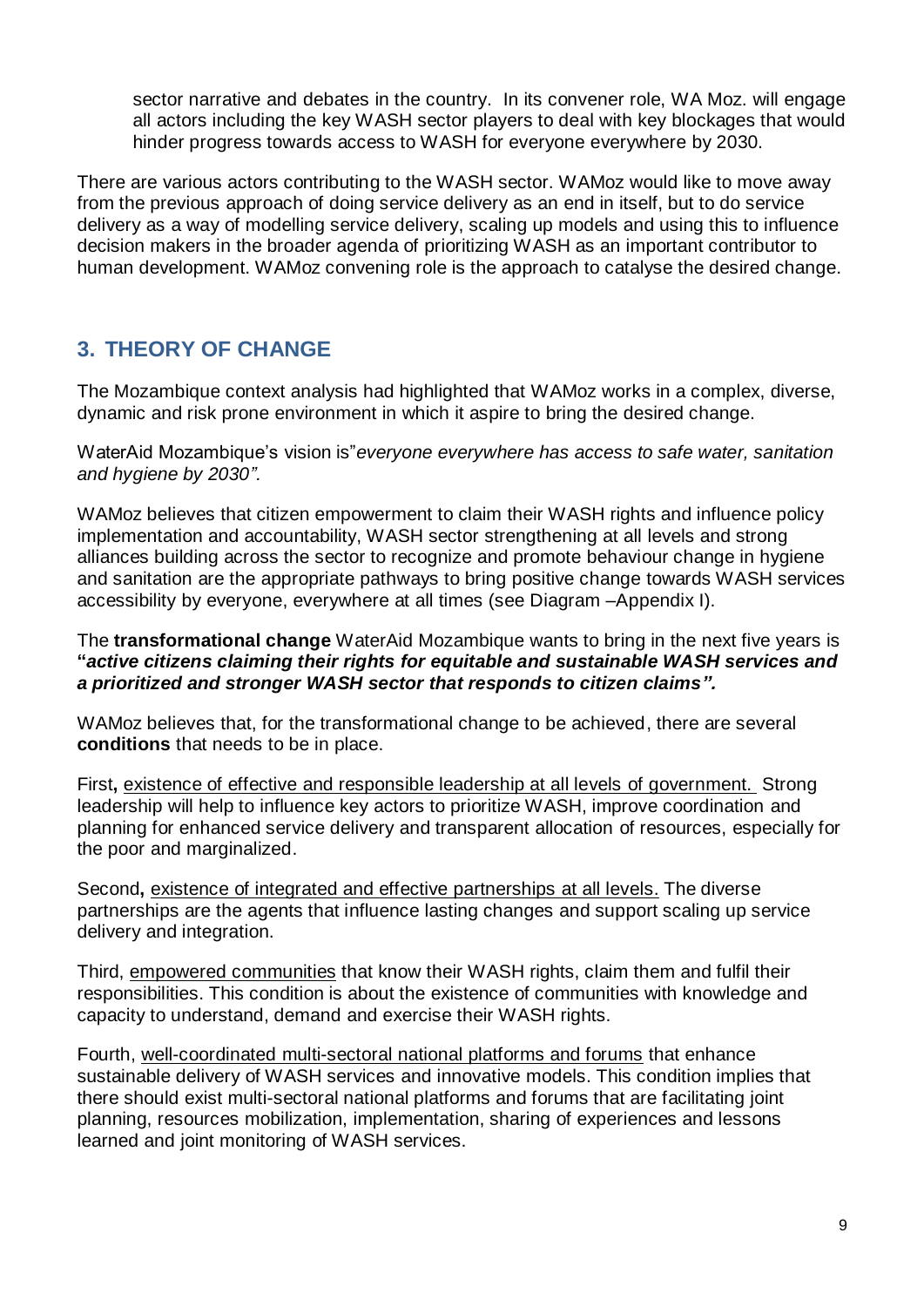sector narrative and debates in the country. In its convener role, WA Moz. will engage all actors including the key WASH sector players to deal with key blockages that would hinder progress towards access to WASH for everyone everywhere by 2030.

There are various actors contributing to the WASH sector. WAMoz would like to move away from the previous approach of doing service delivery as an end in itself, but to do service delivery as a way of modelling service delivery, scaling up models and using this to influence decision makers in the broader agenda of prioritizing WASH as an important contributor to human development. WAMoz convening role is the approach to catalyse the desired change.

## 3. THEORY OF CHANGE

The Mozambique context analysis had highlighted that WAMoz works in a complex, diverse, dynamic and risk prone environment in which it aspire to bring the desired change.

WaterAid Mozambique's vision is"*everyone everywhere has access to safe water, sanitation and hygiene by 2030"*.

WAMoz believes that citizen empowerment to claim their WASH rights and influence policy implementation and accountability, WASH sector strengthening at all levels and strong alliances building across the sector to recognize and promote behaviour change in hygiene and sanitation are the appropriate pathways to bring positive change towards WASH services accessibility by everyone, everywhere at all times (see Diagram –Appendix I).

The **transformational change** WaterAid Mozambique wants to bring in the next five years is **"*active citizens claiming their rights for equitable and sustainable WASH services and a prioritized and stronger WASH sector that responds to citizen claims".***

WAMoz believes that, for the transformational change to be achieved, there are several **conditions** that needs to be in place.

First**,** <u>existence of effective and responsible leadership at all levels of government.</u> Strong leadership will help to influence key actors to prioritize WASH, improve coordination and planning for enhanced service delivery and transparent allocation of resources, especially for the poor and marginalized.

Second**,** <u>existence of integrated and effective partnerships at all levels.</u> The diverse partnerships are the agents that influence lasting changes and support scaling up service delivery and integration.

Third, <u>empowered communities</u> that know their WASH rights, claim them and fulfil their responsibilities. This condition is about the existence of communities with knowledge and capacity to understand, demand and exercise their WASH rights.

Fourth, <u>well-coordinated multi-sectoral national platforms and forums</u> that enhance sustainable delivery of WASH services and innovative models. This condition implies that there should exist multi-sectoral national platforms and forums that are facilitating joint planning, resources mobilization, implementation, sharing of experiences and lessons learned and joint monitoring of WASH services.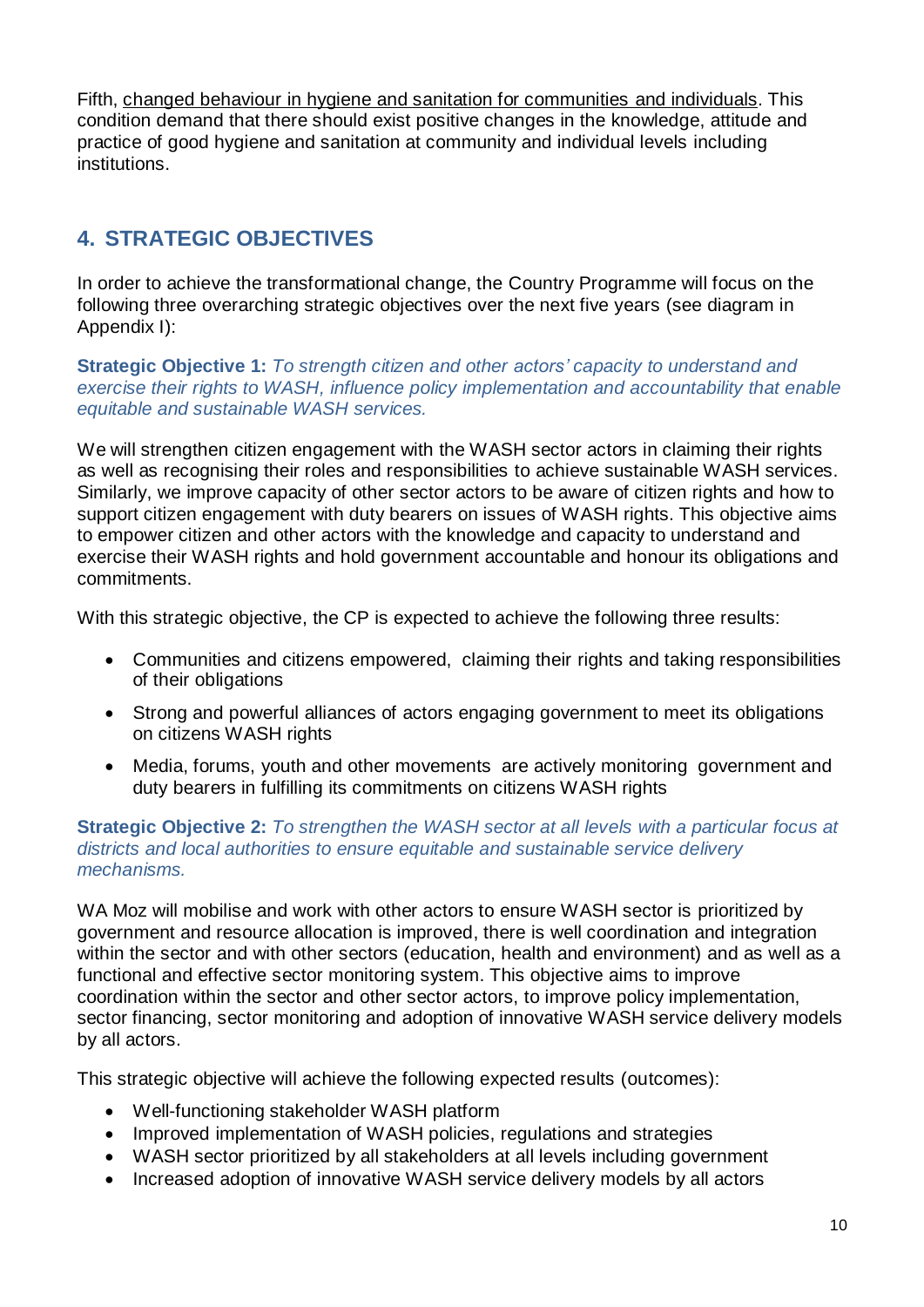Fifth, changed behaviour in hygiene and sanitation for communities and individuals. This condition demand that there should exist positive changes in the knowledge, attitude and practice of good hygiene and sanitation at community and individual levels including institutions.

## 4. STRATEGIC OBJECTIVES

In order to achieve the transformational change, the Country Programme will focus on the following three overarching strategic objectives over the next five years (see diagram in Appendix I):

**Strategic Objective 1:** *To strength citizen and other actors' capacity to understand and exercise their rights to WASH, influence policy implementation and accountability that enable equitable and sustainable WASH services.*

We will strengthen citizen engagement with the WASH sector actors in claiming their rights as well as recognising their roles and responsibilities to achieve sustainable WASH services. Similarly, we improve capacity of other sector actors to be aware of citizen rights and how to support citizen engagement with duty bearers on issues of WASH rights. This objective aims to empower citizen and other actors with the knowledge and capacity to understand and exercise their WASH rights and hold government accountable and honour its obligations and commitments.

With this strategic objective, the CP is expected to achieve the following three results:

- Communities and citizens empowered, claiming their rights and taking responsibilities of their obligations
- Strong and powerful alliances of actors engaging government to meet its obligations on citizens WASH rights
- Media, forums, youth and other movements are actively monitoring government and duty bearers in fulfilling its commitments on citizens WASH rights

**Strategic Objective 2:** *To strengthen the WASH sector at all levels with a particular focus at districts and local authorities to ensure equitable and sustainable service delivery mechanisms.*

WA Moz will mobilise and work with other actors to ensure WASH sector is prioritized by government and resource allocation is improved, there is well coordination and integration within the sector and with other sectors (education, health and environment) and as well as a functional and effective sector monitoring system. This objective aims to improve coordination within the sector and other sector actors, to improve policy implementation, sector financing, sector monitoring and adoption of innovative WASH service delivery models by all actors.

This strategic objective will achieve the following expected results (outcomes):

- Well-functioning stakeholder WASH platform
- Improved implementation of WASH policies, regulations and strategies
- WASH sector prioritized by all stakeholders at all levels including government
- Increased adoption of innovative WASH service delivery models by all actors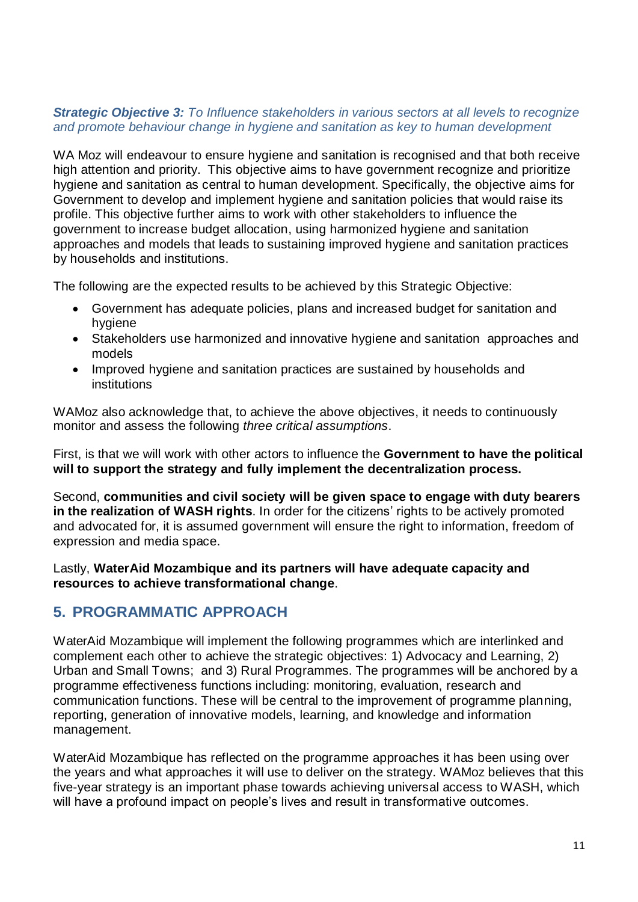***Strategic Objective 3:*** *To Influence stakeholders in various sectors at all levels to recognize and promote behaviour change in hygiene and sanitation as key to human development*

WA Moz will endeavour to ensure hygiene and sanitation is recognised and that both receive high attention and priority. This objective aims to have government recognize and prioritize hygiene and sanitation as central to human development. Specifically, the objective aims for Government to develop and implement hygiene and sanitation policies that would raise its profile. This objective further aims to work with other stakeholders to influence the government to increase budget allocation, using harmonized hygiene and sanitation approaches and models that leads to sustaining improved hygiene and sanitation practices by households and institutions.

The following are the expected results to be achieved by this Strategic Objective:

- Government has adequate policies, plans and increased budget for sanitation and hygiene
- Stakeholders use harmonized and innovative hygiene and sanitation approaches and models
- Improved hygiene and sanitation practices are sustained by households and institutions

WAMoz also acknowledge that, to achieve the above objectives, it needs to continuously monitor and assess the following *three critical assumptions*.

First, is that we will work with other actors to influence the **Government to have the political will to support the strategy and fully implement the decentralization process.**

Second, **communities and civil society will be given space to engage with duty bearers in the realization of WASH rights**. In order for the citizens' rights to be actively promoted and advocated for, it is assumed government will ensure the right to information, freedom of expression and media space.

Lastly, **WaterAid Mozambique and its partners will have adequate capacity and resources to achieve transformational change**.

## 5. PROGRAMMATIC APPROACH

WaterAid Mozambique will implement the following programmes which are interlinked and complement each other to achieve the strategic objectives: 1) Advocacy and Learning, 2) Urban and Small Towns; and 3) Rural Programmes. The programmes will be anchored by a programme effectiveness functions including: monitoring, evaluation, research and communication functions. These will be central to the improvement of programme planning, reporting, generation of innovative models, learning, and knowledge and information management.

WaterAid Mozambique has reflected on the programme approaches it has been using over the years and what approaches it will use to deliver on the strategy. WAMoz believes that this five-year strategy is an important phase towards achieving universal access to WASH, which will have a profound impact on people's lives and result in transformative outcomes.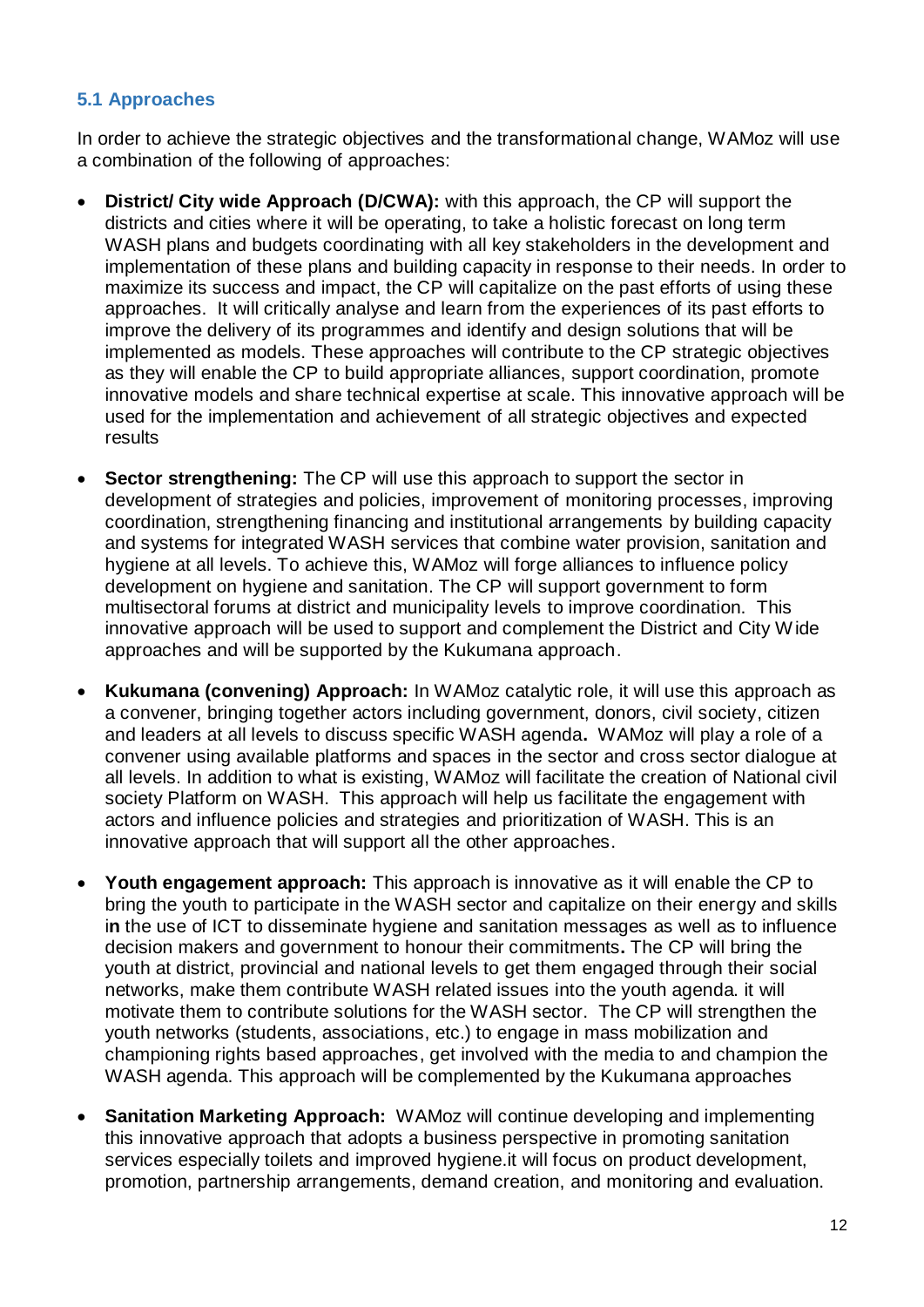### 5.1 Approaches

In order to achieve the strategic objectives and the transformational change, WAMoz will use a combination of the following of approaches:

- **District/ City wide Approach (D/CWA):** with this approach, the CP will support the districts and cities where it will be operating, to take a holistic forecast on long term WASH plans and budgets coordinating with all key stakeholders in the development and implementation of these plans and building capacity in response to their needs. In order to maximize its success and impact, the CP will capitalize on the past efforts of using these approaches. It will critically analyse and learn from the experiences of its past efforts to improve the delivery of its programmes and identify and design solutions that will be implemented as models. These approaches will contribute to the CP strategic objectives as they will enable the CP to build appropriate alliances, support coordination, promote innovative models and share technical expertise at scale. This innovative approach will be used for the implementation and achievement of all strategic objectives and expected results

- **Sector strengthening:** The CP will use this approach to support the sector in development of strategies and policies, improvement of monitoring processes, improving coordination, strengthening financing and institutional arrangements by building capacity and systems for integrated WASH services that combine water provision, sanitation and hygiene at all levels. To achieve this, WAMoz will forge alliances to influence policy development on hygiene and sanitation. The CP will support government to form multisectoral forums at district and municipality levels to improve coordination. This innovative approach will be used to support and complement the District and City Wide approaches and will be supported by the Kukumana approach.

- **Kukumana (convening) Approach:** In WAMoz catalytic role, it will use this approach as a convener, bringing together actors including government, donors, civil society, citizen and leaders at all levels to discuss specific WASH agenda**.** WAMoz will play a role of a convener using available platforms and spaces in the sector and cross sector dialogue at all levels. In addition to what is existing, WAMoz will facilitate the creation of National civil society Platform on WASH. This approach will help us facilitate the engagement with actors and influence policies and strategies and prioritization of WASH. This is an innovative approach that will support all the other approaches.

- **Youth engagement approach:** This approach is innovative as it will enable the CP to bring the youth to participate in the WASH sector and capitalize on their energy and skills i**n** the use of ICT to disseminate hygiene and sanitation messages as well as to influence decision makers and government to honour their commitments**.** The CP will bring the youth at district, provincial and national levels to get them engaged through their social networks, make them contribute WASH related issues into the youth agenda. it will motivate them to contribute solutions for the WASH sector. The CP will strengthen the youth networks (students, associations, etc.) to engage in mass mobilization and championing rights based approaches, get involved with the media to and champion the WASH agenda. This approach will be complemented by the Kukumana approaches

- **Sanitation Marketing Approach:** WAMoz will continue developing and implementing this innovative approach that adopts a business perspective in promoting sanitation services especially toilets and improved hygiene.it will focus on product development, promotion, partnership arrangements, demand creation, and monitoring and evaluation.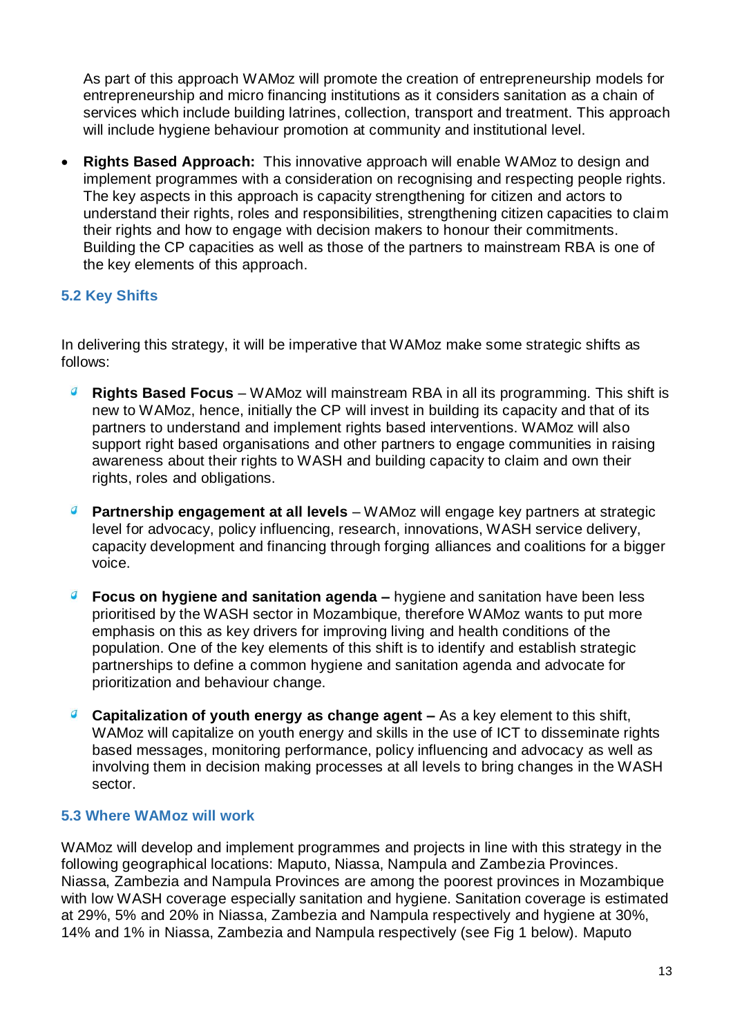As part of this approach WAMoz will promote the creation of entrepreneurship models for entrepreneurship and micro financing institutions as it considers sanitation as a chain of services which include building latrines, collection, transport and treatment. This approach will include hygiene behaviour promotion at community and institutional level.

- **Rights Based Approach:** This innovative approach will enable WAMoz to design and implement programmes with a consideration on recognising and respecting people rights. The key aspects in this approach is capacity strengthening for citizen and actors to understand their rights, roles and responsibilities, strengthening citizen capacities to claim their rights and how to engage with decision makers to honour their commitments. Building the CP capacities as well as those of the partners to mainstream RBA is one of the key elements of this approach.

### 5.2 Key Shifts

In delivering this strategy, it will be imperative that WAMoz make some strategic shifts as follows:

- **Rights Based Focus** – WAMoz will mainstream RBA in all its programming. This shift is new to WAMoz, hence, initially the CP will invest in building its capacity and that of its partners to understand and implement rights based interventions. WAMoz will also support right based organisations and other partners to engage communities in raising awareness about their rights to WASH and building capacity to claim and own their rights, roles and obligations.

- **Partnership engagement at all levels** – WAMoz will engage key partners at strategic level for advocacy, policy influencing, research, innovations, WASH service delivery, capacity development and financing through forging alliances and coalitions for a bigger voice.

- **Focus on hygiene and sanitation agenda –** hygiene and sanitation have been less prioritised by the WASH sector in Mozambique, therefore WAMoz wants to put more emphasis on this as key drivers for improving living and health conditions of the population. One of the key elements of this shift is to identify and establish strategic partnerships to define a common hygiene and sanitation agenda and advocate for prioritization and behaviour change.

- **Capitalization of youth energy as change agent –** As a key element to this shift, WAMoz will capitalize on youth energy and skills in the use of ICT to disseminate rights based messages, monitoring performance, policy influencing and advocacy as well as involving them in decision making processes at all levels to bring changes in the WASH sector.

### 5.3 Where WAMoz will work

WAMoz will develop and implement programmes and projects in line with this strategy in the following geographical locations: Maputo, Niassa, Nampula and Zambezia Provinces. Niassa, Zambezia and Nampula Provinces are among the poorest provinces in Mozambique with low WASH coverage especially sanitation and hygiene. Sanitation coverage is estimated at 29%, 5% and 20% in Niassa, Zambezia and Nampula respectively and hygiene at 30%, 14% and 1% in Niassa, Zambezia and Nampula respectively (see Fig 1 below). Maputo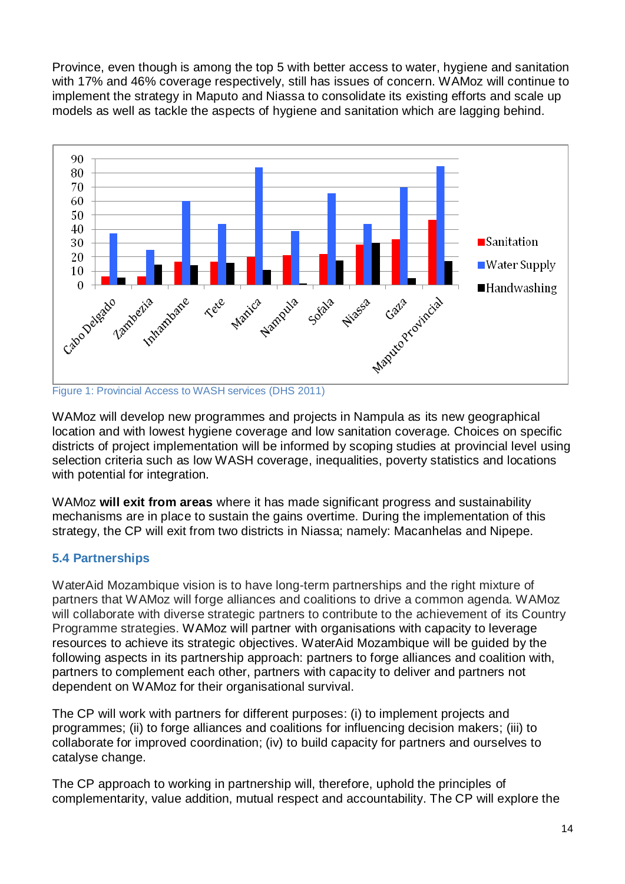Province, even though is among the top 5 with better access to water, hygiene and sanitation with 17% and 46% coverage respectively, still has issues of concern. WAMoz will continue to implement the strategy in Maputo and Niassa to consolidate its existing efforts and scale up models as well as tackle the aspects of hygiene and sanitation which are lagging behind.

Figure 1: Provincial Access to WASH services (DHS 2011)

WAMoz will develop new programmes and projects in Nampula as its new geographical location and with lowest hygiene coverage and low sanitation coverage. Choices on specific districts of project implementation will be informed by scoping studies at provincial level using selection criteria such as low WASH coverage, inequalities, poverty statistics and locations with potential for integration.

WAMoz **will exit from areas** where it has made significant progress and sustainability mechanisms are in place to sustain the gains overtime. During the implementation of this strategy, the CP will exit from two districts in Niassa; namely: Macanhelas and Nipepe.

### 5.4 Partnerships

WaterAid Mozambique vision is to have long-term partnerships and the right mixture of partners that WAMoz will forge alliances and coalitions to drive a common agenda. WAMoz will collaborate with diverse strategic partners to contribute to the achievement of its Country Programme strategies. WAMoz will partner with organisations with capacity to leverage resources to achieve its strategic objectives. WaterAid Mozambique will be guided by the following aspects in its partnership approach: partners to forge alliances and coalition with, partners to complement each other, partners with capacity to deliver and partners not dependent on WAMoz for their organisational survival.

The CP will work with partners for different purposes: (i) to implement projects and programmes; (ii) to forge alliances and coalitions for influencing decision makers; (iii) to collaborate for improved coordination; (iv) to build capacity for partners and ourselves to catalyse change.

The CP approach to working in partnership will, therefore, uphold the principles of complementarity, value addition, mutual respect and accountability. The CP will explore the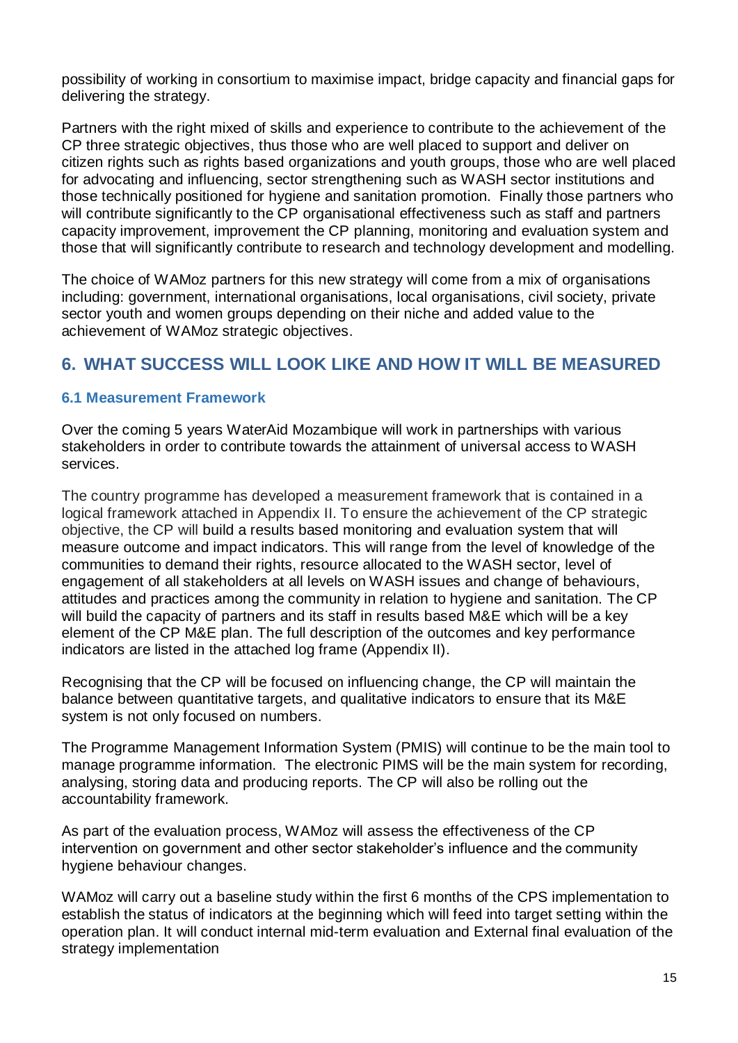possibility of working in consortium to maximise impact, bridge capacity and financial gaps for delivering the strategy.

Partners with the right mixed of skills and experience to contribute to the achievement of the CP three strategic objectives, thus those who are well placed to support and deliver on citizen rights such as rights based organizations and youth groups, those who are well placed for advocating and influencing, sector strengthening such as WASH sector institutions and those technically positioned for hygiene and sanitation promotion. Finally those partners who will contribute significantly to the CP organisational effectiveness such as staff and partners capacity improvement, improvement the CP planning, monitoring and evaluation system and those that will significantly contribute to research and technology development and modelling.

The choice of WAMoz partners for this new strategy will come from a mix of organisations including: government, international organisations, local organisations, civil society, private sector youth and women groups depending on their niche and added value to the achievement of WAMoz strategic objectives.

## 6. WHAT SUCCESS WILL LOOK LIKE AND HOW IT WILL BE MEASURED

### 6.1 Measurement Framework

Over the coming 5 years WaterAid Mozambique will work in partnerships with various stakeholders in order to contribute towards the attainment of universal access to WASH services.

The country programme has developed a measurement framework that is contained in a logical framework attached in Appendix II. To ensure the achievement of the CP strategic objective, the CP will build a results based monitoring and evaluation system that will measure outcome and impact indicators. This will range from the level of knowledge of the communities to demand their rights, resource allocated to the WASH sector, level of engagement of all stakeholders at all levels on WASH issues and change of behaviours, attitudes and practices among the community in relation to hygiene and sanitation. The CP will build the capacity of partners and its staff in results based M&E which will be a key element of the CP M&E plan. The full description of the outcomes and key performance indicators are listed in the attached log frame (Appendix II).

Recognising that the CP will be focused on influencing change, the CP will maintain the balance between quantitative targets, and qualitative indicators to ensure that its M&E system is not only focused on numbers.

The Programme Management Information System (PMIS) will continue to be the main tool to manage programme information. The electronic PIMS will be the main system for recording, analysing, storing data and producing reports. The CP will also be rolling out the accountability framework.

As part of the evaluation process, WAMoz will assess the effectiveness of the CP intervention on government and other sector stakeholder's influence and the community hygiene behaviour changes.

WAMoz will carry out a baseline study within the first 6 months of the CPS implementation to establish the status of indicators at the beginning which will feed into target setting within the operation plan. It will conduct internal mid-term evaluation and External final evaluation of the strategy implementation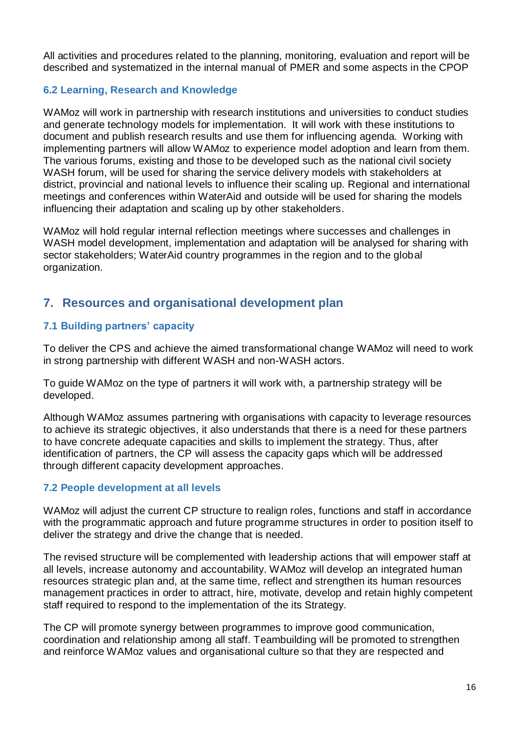All activities and procedures related to the planning, monitoring, evaluation and report will be described and systematized in the internal manual of PMER and some aspects in the CPOP

### 6.2 Learning, Research and Knowledge

WAMoz will work in partnership with research institutions and universities to conduct studies and generate technology models for implementation. It will work with these institutions to document and publish research results and use them for influencing agenda. Working with implementing partners will allow WAMoz to experience model adoption and learn from them. The various forums, existing and those to be developed such as the national civil society WASH forum, will be used for sharing the service delivery models with stakeholders at district, provincial and national levels to influence their scaling up. Regional and international meetings and conferences within WaterAid and outside will be used for sharing the models influencing their adaptation and scaling up by other stakeholders.

WAMoz will hold regular internal reflection meetings where successes and challenges in WASH model development, implementation and adaptation will be analysed for sharing with sector stakeholders; WaterAid country programmes in the region and to the global organization.

## 7. Resources and organisational development plan

### 7.1 Building partners' capacity

To deliver the CPS and achieve the aimed transformational change WAMoz will need to work in strong partnership with different WASH and non-WASH actors.

To guide WAMoz on the type of partners it will work with, a partnership strategy will be developed.

Although WAMoz assumes partnering with organisations with capacity to leverage resources to achieve its strategic objectives, it also understands that there is a need for these partners to have concrete adequate capacities and skills to implement the strategy. Thus, after identification of partners, the CP will assess the capacity gaps which will be addressed through different capacity development approaches.

### 7.2 People development at all levels

WAMoz will adjust the current CP structure to realign roles, functions and staff in accordance with the programmatic approach and future programme structures in order to position itself to deliver the strategy and drive the change that is needed.

The revised structure will be complemented with leadership actions that will empower staff at all levels, increase autonomy and accountability. WAMoz will develop an integrated human resources strategic plan and, at the same time, reflect and strengthen its human resources management practices in order to attract, hire, motivate, develop and retain highly competent staff required to respond to the implementation of the its Strategy.

The CP will promote synergy between programmes to improve good communication, coordination and relationship among all staff. Teambuilding will be promoted to strengthen and reinforce WAMoz values and organisational culture so that they are respected and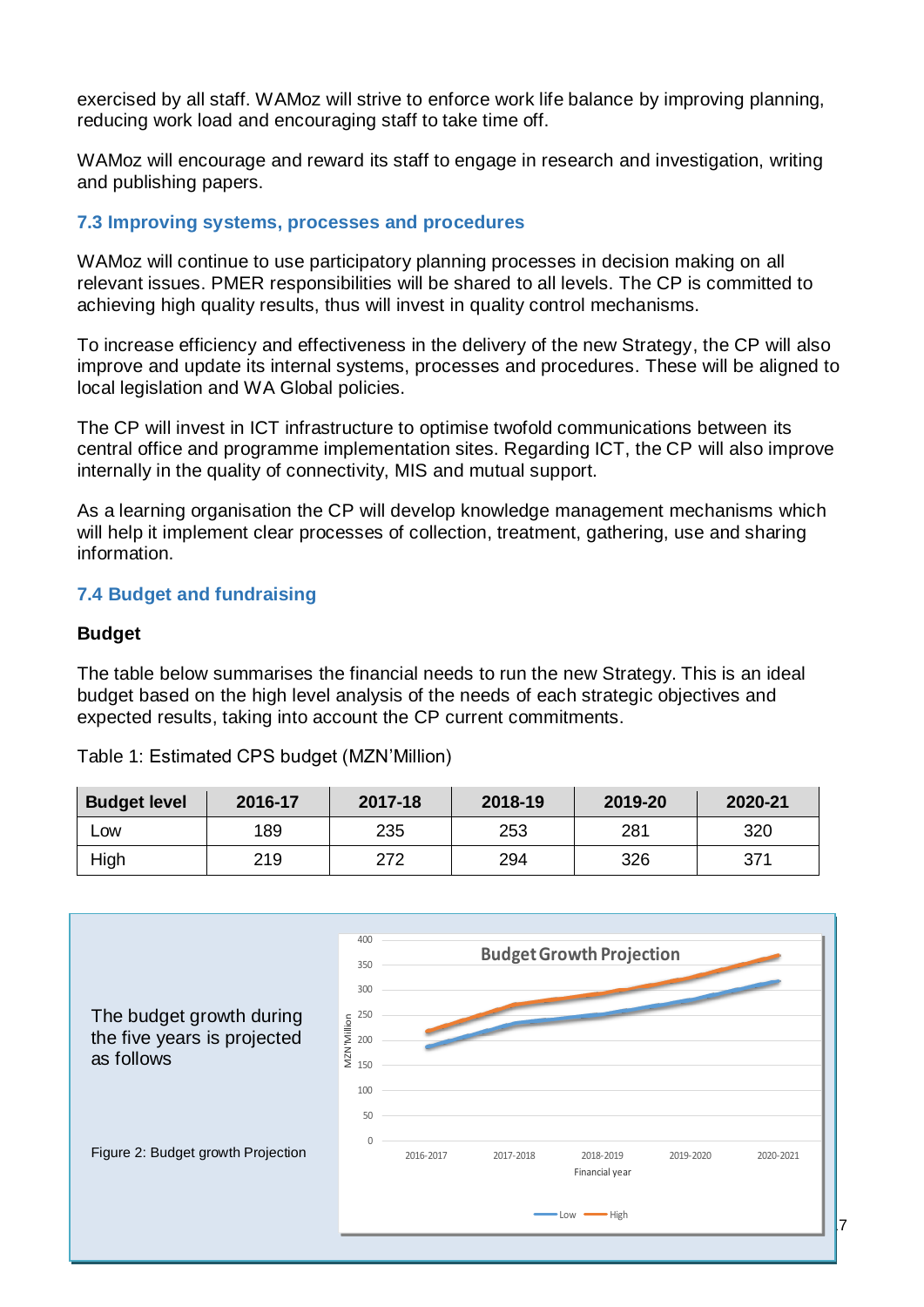exercised by all staff. WAMoz will strive to enforce work life balance by improving planning, reducing work load and encouraging staff to take time off.

WAMoz will encourage and reward its staff to engage in research and investigation, writing and publishing papers.

### 7.3 Improving systems, processes and procedures

WAMoz will continue to use participatory planning processes in decision making on all relevant issues. PMER responsibilities will be shared to all levels. The CP is committed to achieving high quality results, thus will invest in quality control mechanisms.

To increase efficiency and effectiveness in the delivery of the new Strategy, the CP will also improve and update its internal systems, processes and procedures. These will be aligned to local legislation and WA Global policies.

The CP will invest in ICT infrastructure to optimise twofold communications between its central office and programme implementation sites. Regarding ICT, the CP will also improve internally in the quality of connectivity, MIS and mutual support.

As a learning organisation the CP will develop knowledge management mechanisms which will help it implement clear processes of collection, treatment, gathering, use and sharing information.

### 7.4 Budget and fundraising

**Budget**

The table below summarises the financial needs to run the new Strategy. This is an ideal budget based on the high level analysis of the needs of each strategic objectives and expected results, taking into account the CP current commitments.

Table 1: Estimated CPS budget (MZN'Million)

| Budget level | 2016-17 | 2017-18 | 2018-19 | 2019-20 | 2020-21 |
|---|---|---|---|---|---|
| Low | 189 | 235 | 253 | 281 | 320 |
| High | 219 | 272 | 294 | 326 | 371 |

The budget growth during the five years is projected as follows

Figure 2: Budget growth Projection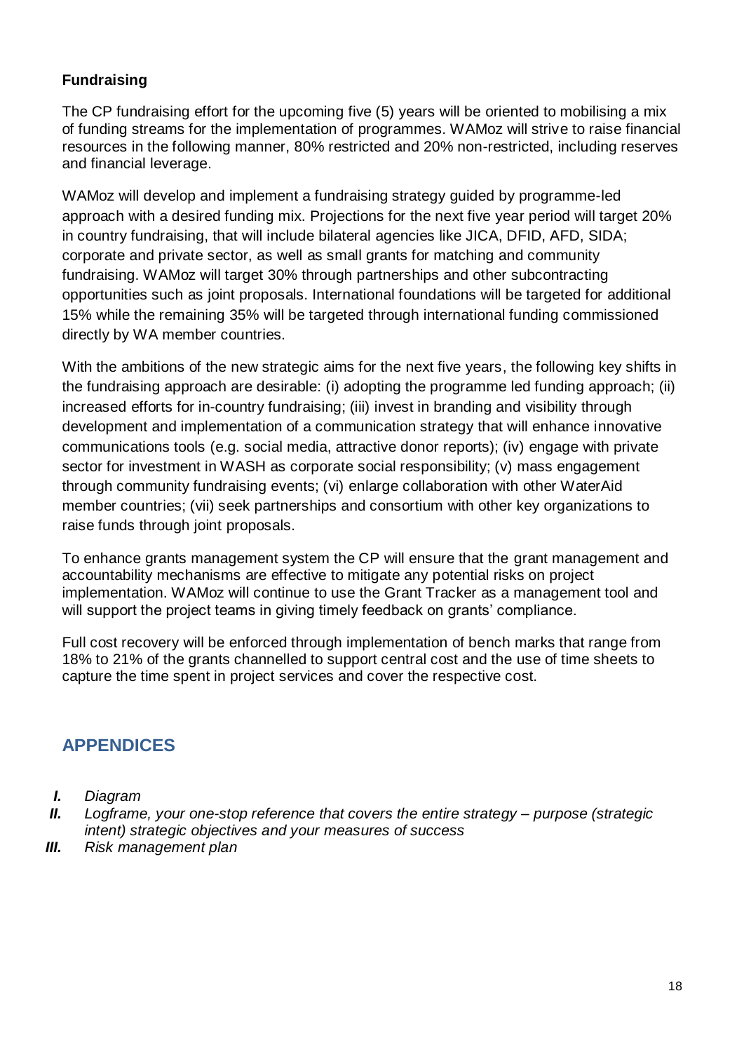### Fundraising

The CP fundraising effort for the upcoming five (5) years will be oriented to mobilising a mix of funding streams for the implementation of programmes. WAMoz will strive to raise financial resources in the following manner, 80% restricted and 20% non-restricted, including reserves and financial leverage.

WAMoz will develop and implement a fundraising strategy guided by programme-led approach with a desired funding mix. Projections for the next five year period will target 20% in country fundraising, that will include bilateral agencies like JICA, DFID, AFD, SIDA; corporate and private sector, as well as small grants for matching and community fundraising. WAMoz will target 30% through partnerships and other subcontracting opportunities such as joint proposals. International foundations will be targeted for additional 15% while the remaining 35% will be targeted through international funding commissioned directly by WA member countries.

With the ambitions of the new strategic aims for the next five years, the following key shifts in the fundraising approach are desirable: (i) adopting the programme led funding approach; (ii) increased efforts for in-country fundraising; (iii) invest in branding and visibility through development and implementation of a communication strategy that will enhance innovative communications tools (e.g. social media, attractive donor reports); (iv) engage with private sector for investment in WASH as corporate social responsibility; (v) mass engagement through community fundraising events; (vi) enlarge collaboration with other WaterAid member countries; (vii) seek partnerships and consortium with other key organizations to raise funds through joint proposals.

To enhance grants management system the CP will ensure that the grant management and accountability mechanisms are effective to mitigate any potential risks on project implementation. WAMoz will continue to use the Grant Tracker as a management tool and will support the project teams in giving timely feedback on grants' compliance.

Full cost recovery will be enforced through implementation of bench marks that range from 18% to 21% of the grants channelled to support central cost and the use of time sheets to capture the time spent in project services and cover the respective cost.

## APPENDICES

*I. Diagram*

*II. Logframe, your one-stop reference that covers the entire strategy – purpose (strategic intent) strategic objectives and your measures of success*

*III. Risk management plan*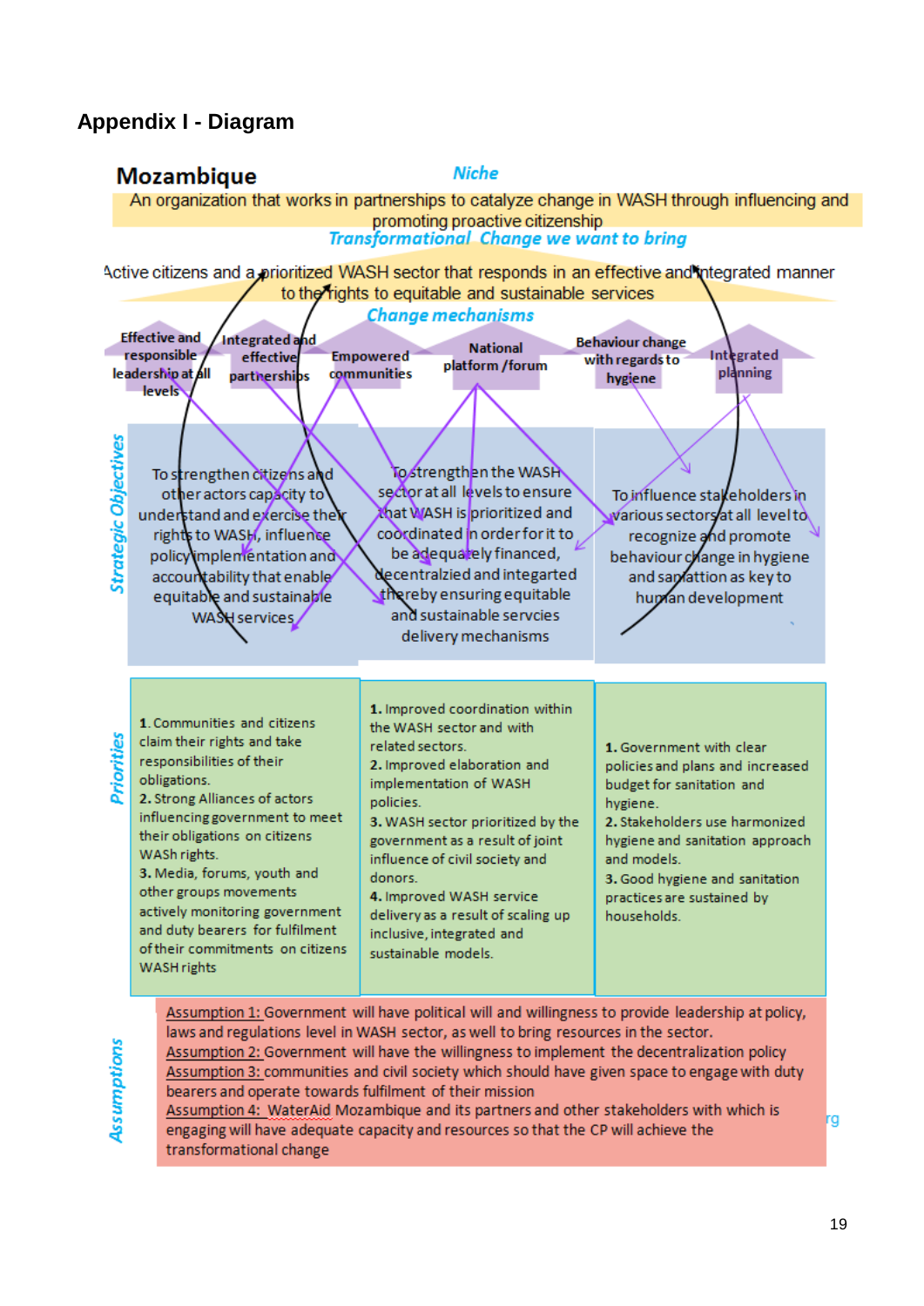## Appendix I - Diagram

**Mozambique**

*Niche*

An organization that works in partnerships to catalyze change in WASH through influencing and promoting proactive citizenship

*Transformational Change we want to bring*

Active citizens and a prioritized WASH sector that responds in an effective and integrated manner to the rights to equitable and sustainable services

*Change mechanisms*

- Effective and responsible leadership at all levels
- Integrated and effective partnerships
- Empowered communities
- National platform /forum
- Behaviour change with regards to hygiene
- Integrated planning

*Strategic Objectives*

| To strengthen citizens and other actors capacity to understand and exercise their rights to WASH, influence policy implementation and accountability that enable equitable and sustainable WASH services | To strengthen the WASH sector at all levels to ensure that WASH is prioritized and coordinated in order for it to be adequately financed, decentralzied and integarted thereby ensuring equitable and sustainable servcies delivery mechanisms | To influence stakeholders in various sectors at all level to recognize and promote behaviour change in hygiene and sanitation as key to human development |
|---|---|---|

*Priorities*

| 1. Communities and citizens claim their rights and take responsibilities of their obligations.<br>2. Strong Alliances of actors influencing government to meet their obligations on citizens WASH rights.<br>3. Media, forums, youth and other groups movements actively monitoring government and duty bearers for fulfilment of their commitments on citizens WASH rights | 1. Improved coordination within the WASH sector and with related sectors.<br>2. Improved elaboration and implementation of WASH policies.<br>3. WASH sector prioritized by the government as a result of joint influence of civil society and donors.<br>4. Improved WASH service delivery as a result of scaling up inclusive, integrated and sustainable models. | 1. Government with clear policies and plans and increased budget for sanitation and hygiene.<br>2. Stakeholders use harmonized hygiene and sanitation approach and models.<br>3. Good hygiene and sanitation practices are sustained by households. |
|---|---|---|

*Assumptions*

Assumption 1: Government will have political will and willingness to provide leadership at policy, laws and regulations level in WASH sector, as well to bring resources in the sector.
Assumption 2: Government will have the willingness to implement the decentralization policy
Assumption 3: communities and civil society which should have given space to engage with duty bearers and operate towards fulfilment of their mission
Assumption 4: WaterAid Mozambique and its partners and other stakeholders with which is engaging will have adequate capacity and resources so that the CP will achieve the transformational change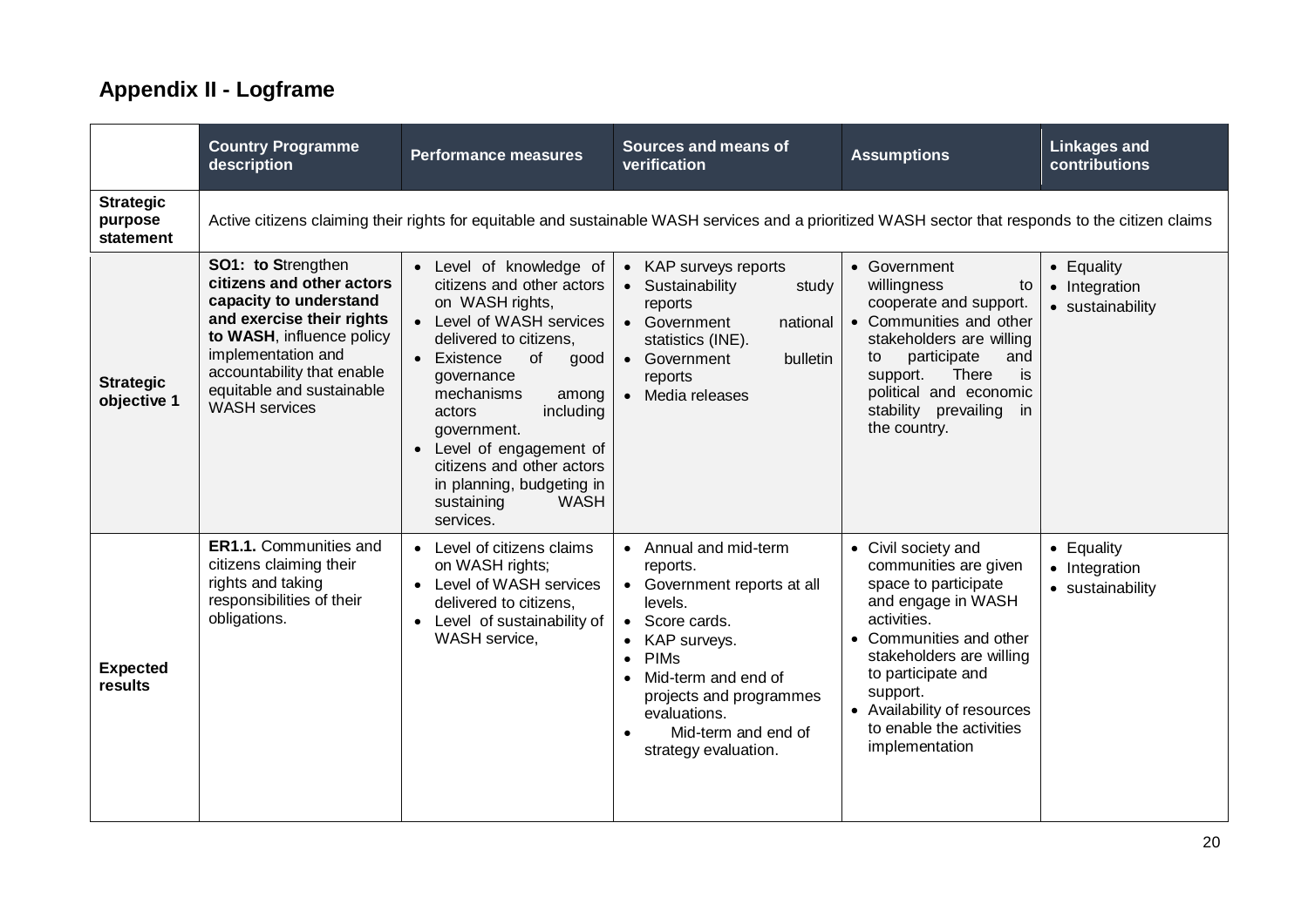## Appendix II - Logframe

| | Country Programme description | Performance measures | Sources and means of verification | Assumptions | Linkages and contributions |
|---|---|---|---|---|---|
| **Strategic purpose statement** | Active citizens claiming their rights for equitable and sustainable WASH services and a prioritized WASH sector that responds to the citizen claims | | | | |
| **Strategic objective 1** | **SO1: to S**trengthen **citizens and other actors capacity to understand and exercise their rights to WASH**, influence policy implementation and accountability that enable equitable and sustainable WASH services | • Level of knowledge of citizens and other actors on WASH rights,<br>• Level of WASH services delivered to citizens,<br>• Existence of good governance mechanisms among actors including government.<br>• Level of engagement of citizens and other actors in planning, budgeting in sustaining WASH services. | • KAP surveys reports<br>• Sustainability study reports<br>• Government national statistics (INE).<br>• Government bulletin reports<br>• Media releases | • Government willingness to cooperate and support.<br>• Communities and other stakeholders are willing to participate and support. There is political and economic stability prevailing in the country. | • Equality<br>• Integration<br>• sustainability |
| **Expected results** | **ER1.1.** Communities and citizens claiming their rights and taking responsibilities of their obligations. | • Level of citizens claims on WASH rights;<br>• Level of WASH services delivered to citizens,<br>• Level of sustainability of WASH service, | • Annual and mid-term reports.<br>• Government reports at all levels.<br>• Score cards.<br>• KAP surveys.<br>• PIMs<br>• Mid-term and end of projects and programmes evaluations.<br>• Mid-term and end of strategy evaluation. | • Civil society and communities are given space to participate and engage in WASH activities.<br>• Communities and other stakeholders are willing to participate and support.<br>• Availability of resources to enable the activities implementation | • Equality<br>• Integration<br>• sustainability |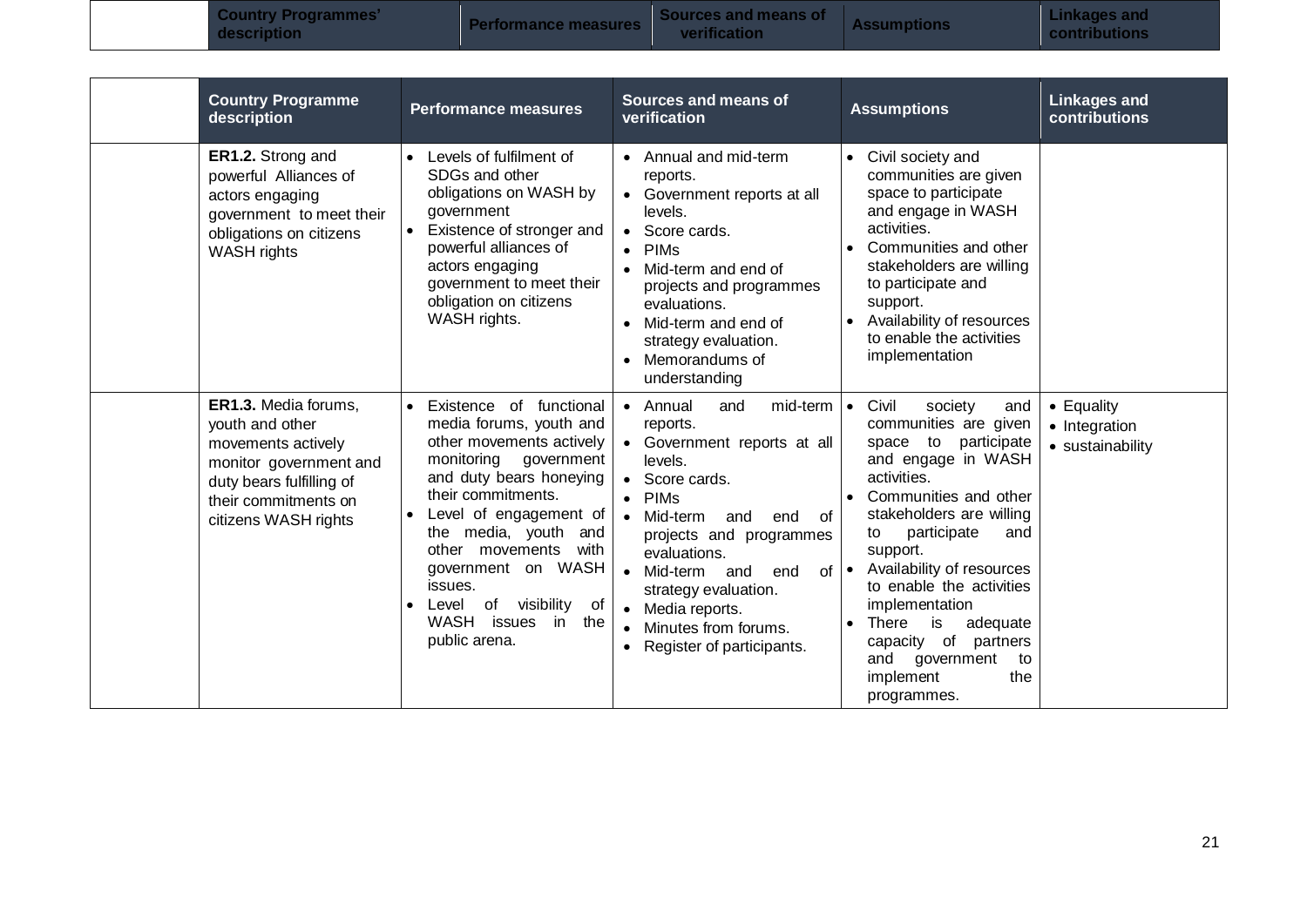| | Country Programmes' description | Performance measures | Sources and means of verification | Assumptions | Linkages and contributions |
|---|---|---|---|---|---|

| | Country Programme description | Performance measures | Sources and means of verification | Assumptions | Linkages and contributions |
|---|---|---|---|---|---|
| | **ER1.2.** Strong and powerful Alliances of actors engaging government to meet their obligations on citizens WASH rights | • Levels of fulfilment of SDGs and other obligations on WASH by government<br>• Existence of stronger and powerful alliances of actors engaging government to meet their obligation on citizens WASH rights. | • Annual and mid-term reports.<br>• Government reports at all levels.<br>• Score cards.<br>• PIMs<br>• Mid-term and end of projects and programmes evaluations.<br>• Mid-term and end of strategy evaluation.<br>• Memorandums of understanding | • Civil society and communities are given space to participate and engage in WASH activities.<br>• Communities and other stakeholders are willing to participate and support.<br>• Availability of resources to enable the activities implementation | |
| | **ER1.3.** Media forums, youth and other movements actively monitor government and duty bears fulfilling of their commitments on citizens WASH rights | • Existence of functional media forums, youth and other movements actively monitoring government and duty bears honeying their commitments.<br>• Level of engagement of the media, youth and other movements with government on WASH issues.<br>• Level of visibility of WASH issues in the public arena. | • Annual and mid-term reports.<br>• Government reports at all levels.<br>• Score cards.<br>• PIMs<br>• Mid-term and end of projects and programmes evaluations.<br>• Mid-term and end of strategy evaluation.<br>• Media reports.<br>• Minutes from forums.<br>• Register of participants. | • Civil society and communities are given space to participate and engage in WASH activities.<br>• Communities and other stakeholders are willing to participate and support.<br>• Availability of resources to enable the activities implementation<br>• There is adequate capacity of partners and government to implement the programmes. | • Equality<br>• Integration<br>• sustainability |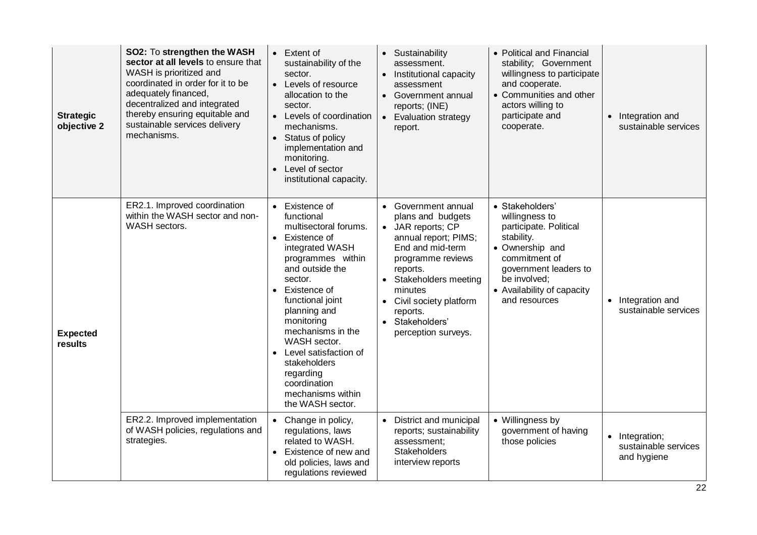| | | | | | |
|---|---|---|---|---|---|
| **Strategic objective 2** | **SO2:** To **strengthen the WASH sector at all levels** to ensure that WASH is prioritized and coordinated in order for it to be adequately financed, decentralized and integrated thereby ensuring equitable and sustainable services delivery mechanisms. | • Extent of sustainability of the sector.<br>• Levels of resource allocation to the sector.<br>• Levels of coordination mechanisms.<br>• Status of policy implementation and monitoring.<br>• Level of sector institutional capacity. | • Sustainability assessment.<br>• Institutional capacity assessment<br>• Government annual reports; (INE)<br>• Evaluation strategy report. | • Political and Financial stability; Government willingness to participate and cooperate.<br>• Communities and other actors willing to participate and cooperate. | • Integration and sustainable services |
| **Expected results** | ER2.1. Improved coordination within the WASH sector and non-WASH sectors. | • Existence of functional multisectoral forums.<br>• Existence of integrated WASH programmes within and outside the sector.<br>• Existence of functional joint planning and monitoring mechanisms in the WASH sector.<br>• Level satisfaction of stakeholders regarding coordination mechanisms within the WASH sector. | • Government annual plans and budgets<br>• JAR reports; CP annual report; PIMS; End and mid-term programme reviews reports.<br>• Stakeholders meeting minutes<br>• Civil society platform reports.<br>• Stakeholders' perception surveys. | • Stakeholders' willingness to participate. Political stability.<br>• Ownership and commitment of government leaders to be involved;<br>• Availability of capacity and resources | • Integration and sustainable services |
| | ER2.2. Improved implementation of WASH policies, regulations and strategies. | • Change in policy, regulations, laws related to WASH.<br>• Existence of new and old policies, laws and regulations reviewed | • District and municipal reports; sustainability assessment; Stakeholders interview reports | • Willingness by government of having those policies | • Integration; sustainable services and hygiene |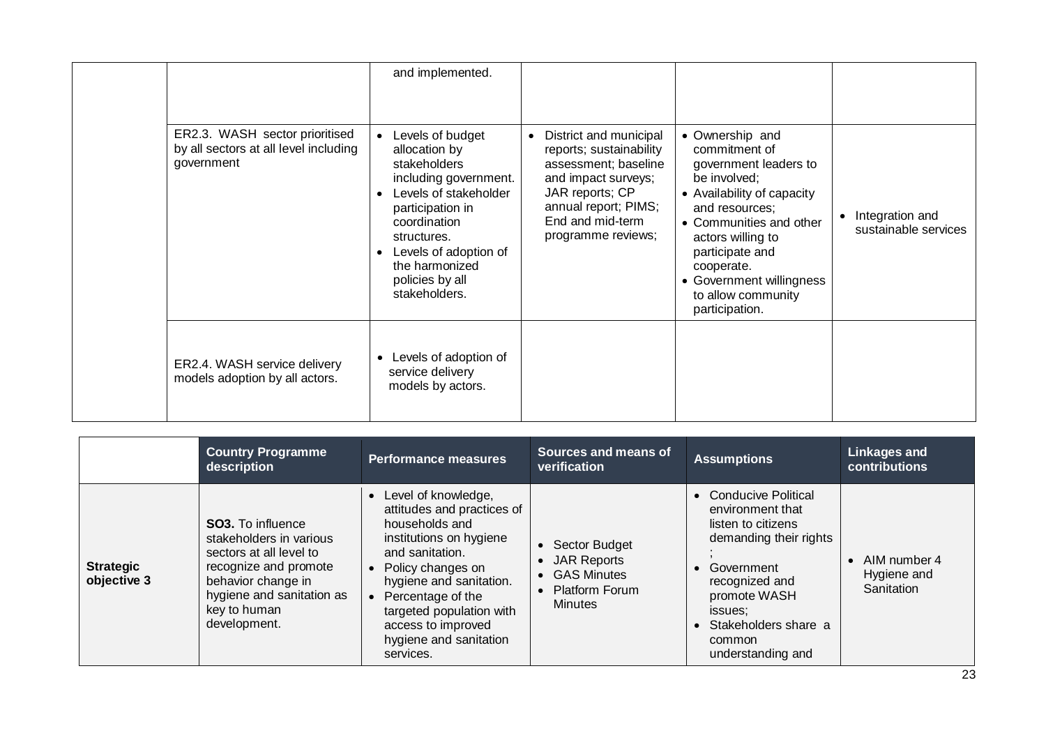| | | | | | |
|---|---|---|---|---|---|
| | | and implemented. | | | |
| | ER2.3. WASH sector prioritised by all sectors at all level including government | • Levels of budget allocation by stakeholders including government.<br>• Levels of stakeholder participation in coordination structures.<br>• Levels of adoption of the harmonized policies by all stakeholders. | • District and municipal reports; sustainability assessment; baseline and impact surveys; JAR reports; CP annual report; PIMS; End and mid-term programme reviews; | • Ownership and commitment of government leaders to be involved;<br>• Availability of capacity and resources;<br>• Communities and other actors willing to participate and cooperate.<br>• Government willingness to allow community participation. | • Integration and sustainable services |
| | ER2.4. WASH service delivery models adoption by all actors. | • Levels of adoption of service delivery models by actors. | | | |

| | Country Programme description | Performance measures | Sources and means of verification | Assumptions | Linkages and contributions |
|---|---|---|---|---|---|
| **Strategic objective 3** | **SO3.** To influence stakeholders in various sectors at all level to recognize and promote behavior change in hygiene and sanitation as key to human development. | • Level of knowledge, attitudes and practices of households and institutions on hygiene and sanitation.<br>• Policy changes on hygiene and sanitation.<br>• Percentage of the targeted population with access to improved hygiene and sanitation services. | • Sector Budget<br>• JAR Reports<br>• GAS Minutes<br>• Platform Forum Minutes | • Conducive Political environment that listen to citizens demanding their rights ;<br>• Government recognized and promote WASH issues;<br>• Stakeholders share a common understanding and | • AIM number 4 Hygiene and Sanitation |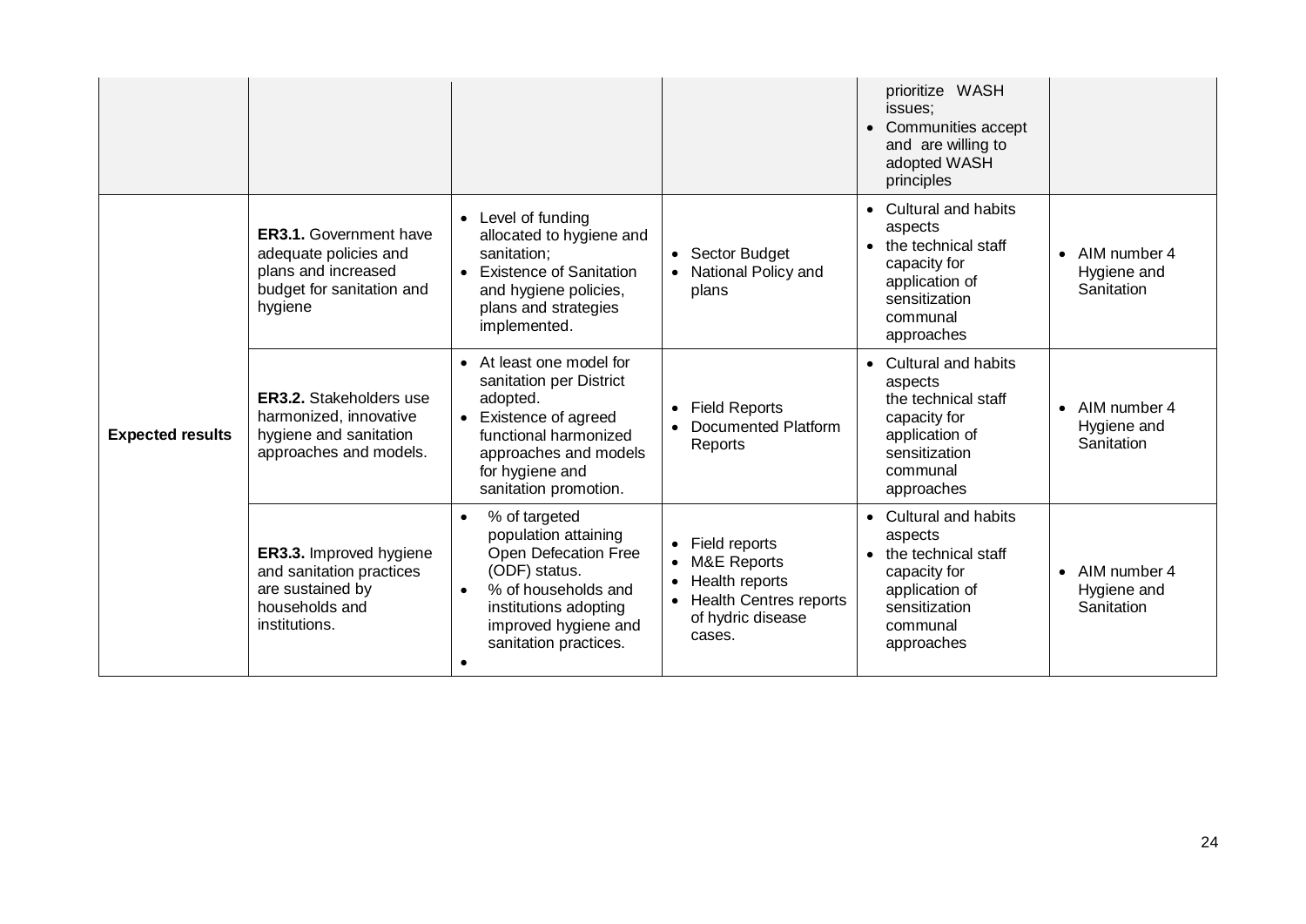| | | | | | |
|---|---|---|---|---|---|
| | | | | prioritize WASH issues;<br>• Communities accept and are willing to adopted WASH principles | |
| **Expected results** | **ER3.1.** Government have adequate policies and plans and increased budget for sanitation and hygiene | • Level of funding allocated to hygiene and sanitation;<br>• Existence of Sanitation and hygiene policies, plans and strategies implemented. | • Sector Budget<br>• National Policy and plans | • Cultural and habits aspects<br>• the technical staff capacity for application of sensitization communal approaches | • AIM number 4 Hygiene and Sanitation |
| | **ER3.2.** Stakeholders use harmonized, innovative hygiene and sanitation approaches and models. | • At least one model for sanitation per District adopted.<br>• Existence of agreed functional harmonized approaches and models for hygiene and sanitation promotion. | • Field Reports<br>• Documented Platform Reports | • Cultural and habits aspects the technical staff capacity for application of sensitization communal approaches | • AIM number 4 Hygiene and Sanitation |
| | **ER3.3.** Improved hygiene and sanitation practices are sustained by households and institutions. | • % of targeted population attaining Open Defecation Free (ODF) status.<br>• % of households and institutions adopting improved hygiene and sanitation practices.<br>• | • Field reports<br>• M&E Reports<br>• Health reports<br>• Health Centres reports of hydric disease cases. | • Cultural and habits aspects<br>• the technical staff capacity for application of sensitization communal approaches | • AIM number 4 Hygiene and Sanitation |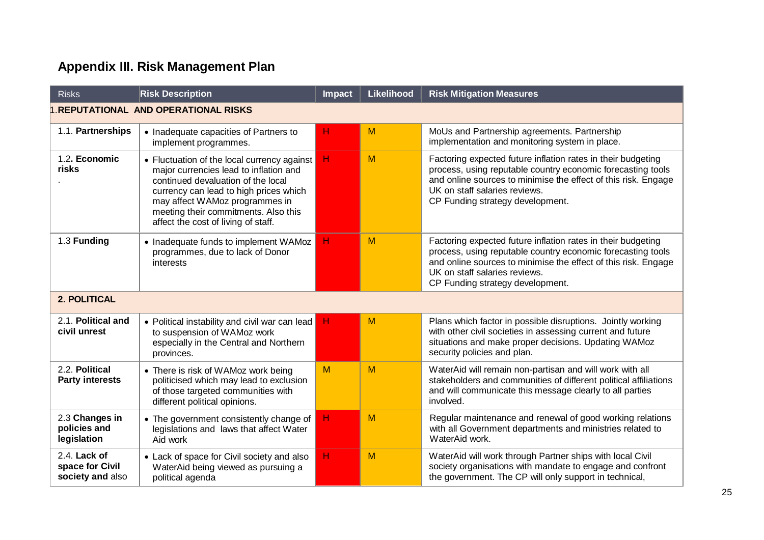## Appendix III. Risk Management Plan

| Risks | Risk Description | Impact | Likelihood | Risk Mitigation Measures |
|---|---|---|---|---|
| **1.REPUTATIONAL AND OPERATIONAL RISKS** | | | | |
| 1.1. **Partnerships** | • Inadequate capacities of Partners to implement programmes. | H | M | MoUs and Partnership agreements. Partnership implementation and monitoring system in place. |
| 1.2**. Economic risks** . | • Fluctuation of the local currency against major currencies lead to inflation and continued devaluation of the local currency can lead to high prices which may affect WAMoz programmes in meeting their commitments. Also this affect the cost of living of staff. | H | M | Factoring expected future inflation rates in their budgeting process, using reputable country economic forecasting tools and online sources to minimise the effect of this risk. Engage UK on staff salaries reviews. CP Funding strategy development. |
| 1.3 **Funding** | • Inadequate funds to implement WAMoz programmes, due to lack of Donor interests | H | M | Factoring expected future inflation rates in their budgeting process, using reputable country economic forecasting tools and online sources to minimise the effect of this risk. Engage UK on staff salaries reviews. CP Funding strategy development. |
| **2. POLITICAL** | | | | |
| 2.1. **Political and civil unrest** | • Political instability and civil war can lead to suspension of WAMoz work especially in the Central and Northern provinces. | H | M | Plans which factor in possible disruptions. Jointly working with other civil societies in assessing current and future situations and make proper decisions. Updating WAMoz security policies and plan. |
| 2.2. **Political Party interests** | • There is risk of WAMoz work being politicised which may lead to exclusion of those targeted communities with different political opinions. | M | M | WaterAid will remain non-partisan and will work with all stakeholders and communities of different political affiliations and will communicate this message clearly to all parties involved. |
| 2.3 **Changes in policies and legislation** | • The government consistently change of legislations and laws that affect Water Aid work | H | M | Regular maintenance and renewal of good working relations with all Government departments and ministries related to WaterAid work. |
| 2.4. **Lack of space for Civil society and** also | • Lack of space for Civil society and also WaterAid being viewed as pursuing a political agenda | H | M | WaterAid will work through Partner ships with local Civil society organisations with mandate to engage and confront the government. The CP will only support in technical, |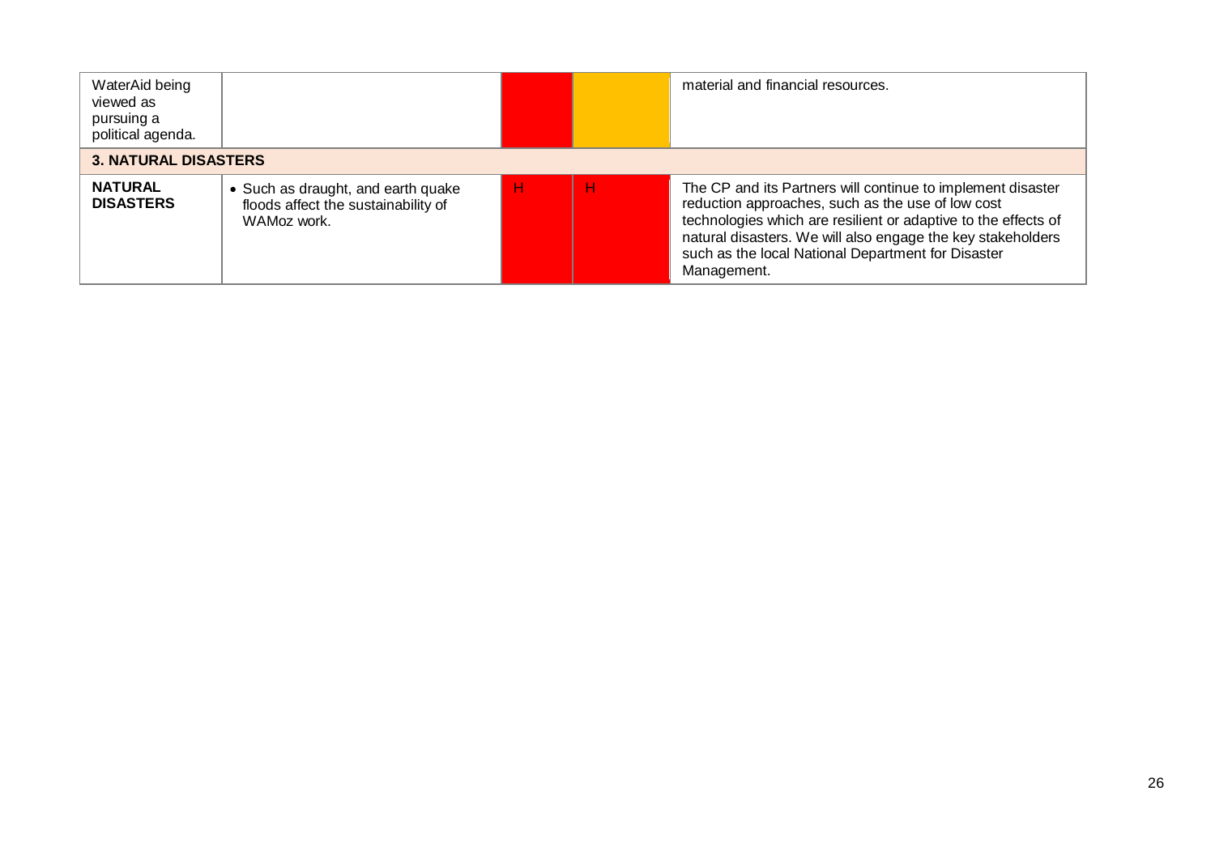| | | | | |
|---|---|---|---|---|
| WaterAid being viewed as pursuing a political agenda. | | | | material and financial resources. |
| **3. NATURAL DISASTERS** | | | | |
| **NATURAL DISASTERS** | • Such as draught, and earth quake floods affect the sustainability of WAMoz work. | H | H | The CP and its Partners will continue to implement disaster reduction approaches, such as the use of low cost technologies which are resilient or adaptive to the effects of natural disasters. We will also engage the key stakeholders such as the local National Department for Disaster Management. |